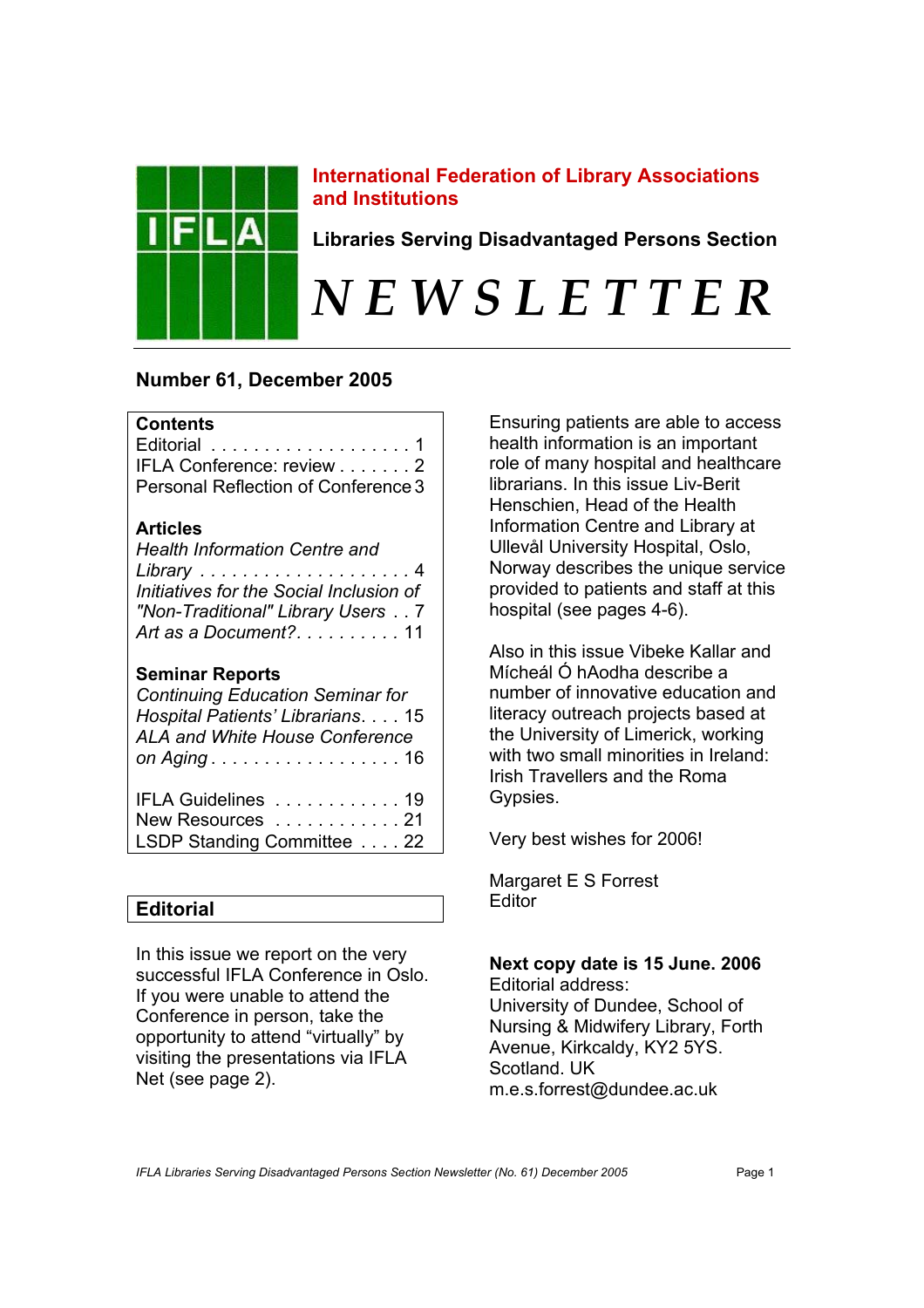International Federation of Library Associations and Institutions

Libraries Serving Disadvantaged Persons Section

# NEWSLETTER

**Number 61, December 2005**

**Contents**

| | |
|---|---|
| Editorial | 1 |
| IFLA Conference: review | 2 |
| Personal Reflection of Conference | 3 |
| **Articles** | |
| *Health Information Centre and Library* | 4 |
| *Initiatives for the Social Inclusion of "Non-Traditional" Library Users* | 7 |
| *Art as a Document?* | 11 |
| **Seminar Reports** | |
| *Continuing Education Seminar for Hospital Patients' Librarians* | 15 |
| *ALA and White House Conference on Aging* | 16 |
| IFLA Guidelines | 19 |
| New Resources | 21 |
| LSDP Standing Committee | 22 |

## Editorial

In this issue we report on the very successful IFLA Conference in Oslo. If you were unable to attend the Conference in person, take the opportunity to attend "virtually" by visiting the presentations via IFLA Net (see page 2).

Ensuring patients are able to access health information is an important role of many hospital and healthcare librarians. In this issue Liv-Berit Henschien, Head of the Health Information Centre and Library at Ullevål University Hospital, Oslo, Norway describes the unique service provided to patients and staff at this hospital (see pages 4-6).

Also in this issue Vibeke Kallar and Mícheál Ó hAodha describe a number of innovative education and literacy outreach projects based at the University of Limerick, working with two small minorities in Ireland: Irish Travellers and the Roma Gypsies.

Very best wishes for 2006!

Margaret E S Forrest
Editor

**Next copy date is 15 June. 2006**
Editorial address:
University of Dundee, School of Nursing & Midwifery Library, Forth Avenue, Kirkcaldy, KY2 5YS. Scotland. UK
m.e.s.forrest@dundee.ac.uk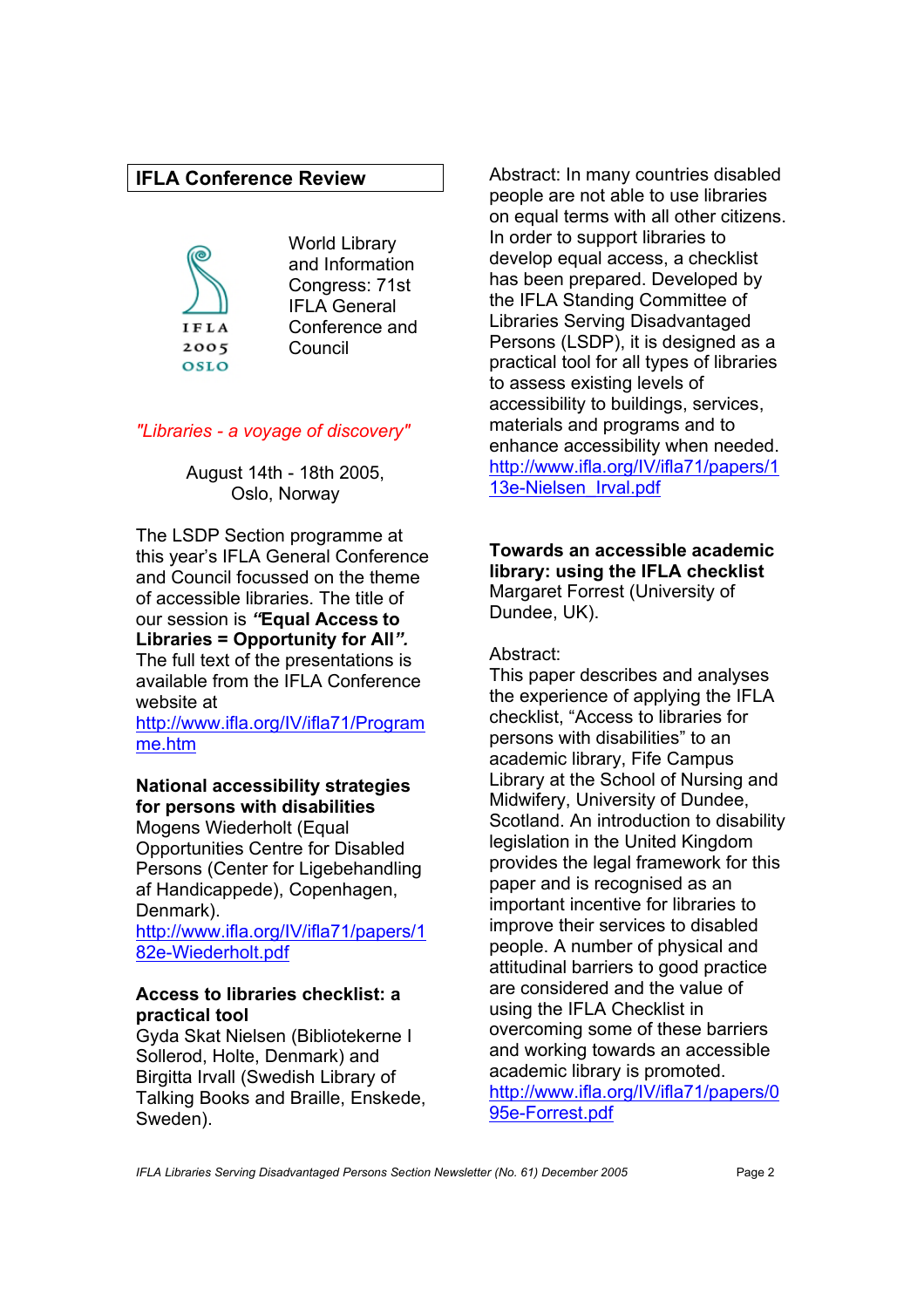## IFLA Conference Review

IFLA 2005 OSLO

World Library and Information Congress: 71st IFLA General Conference and Council

*"Libraries - a voyage of discovery"*

August 14th - 18th 2005, Oslo, Norway

The LSDP Section programme at this year's IFLA General Conference and Council focussed on the theme of accessible libraries. The title of our session is ***"*Equal Access to Libraries = Opportunity for All*"*.** The full text of the presentations is available from the IFLA Conference website at http://www.ifla.org/IV/ifla71/Programme.htm

**National accessibility strategies for persons with disabilities**
Mogens Wiederholt (Equal Opportunities Centre for Disabled Persons (Center for Ligebehandling af Handicappede), Copenhagen, Denmark).
http://www.ifla.org/IV/ifla71/papers/182e-Wiederholt.pdf

**Access to libraries checklist: a practical tool**
Gyda Skat Nielsen (Bibliotekerne I Sollerod, Holte, Denmark) and Birgitta Irvall (Swedish Library of Talking Books and Braille, Enskede, Sweden).

Abstract: In many countries disabled people are not able to use libraries on equal terms with all other citizens. In order to support libraries to develop equal access, a checklist has been prepared. Developed by the IFLA Standing Committee of Libraries Serving Disadvantaged Persons (LSDP), it is designed as a practical tool for all types of libraries to assess existing levels of accessibility to buildings, services, materials and programs and to enhance accessibility when needed.
http://www.ifla.org/IV/ifla71/papers/113e-Nielsen_Irval.pdf

**Towards an accessible academic library: using the IFLA checklist**
Margaret Forrest (University of Dundee, UK).

Abstract:
This paper describes and analyses the experience of applying the IFLA checklist, "Access to libraries for persons with disabilities" to an academic library, Fife Campus Library at the School of Nursing and Midwifery, University of Dundee, Scotland. An introduction to disability legislation in the United Kingdom provides the legal framework for this paper and is recognised as an important incentive for libraries to improve their services to disabled people. A number of physical and attitudinal barriers to good practice are considered and the value of using the IFLA Checklist in overcoming some of these barriers and working towards an accessible academic library is promoted.
http://www.ifla.org/IV/ifla71/papers/095e-Forrest.pdf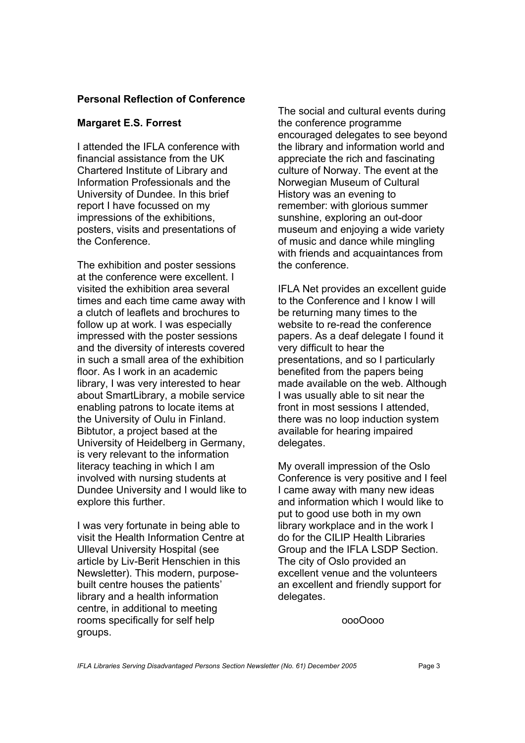**Personal Reflection of Conference**

**Margaret E.S. Forrest**

I attended the IFLA conference with financial assistance from the UK Chartered Institute of Library and Information Professionals and the University of Dundee. In this brief report I have focussed on my impressions of the exhibitions, posters, visits and presentations of the Conference.

The exhibition and poster sessions at the conference were excellent. I visited the exhibition area several times and each time came away with a clutch of leaflets and brochures to follow up at work. I was especially impressed with the poster sessions and the diversity of interests covered in such a small area of the exhibition floor. As I work in an academic library, I was very interested to hear about SmartLibrary, a mobile service enabling patrons to locate items at the University of Oulu in Finland. Bibtutor, a project based at the University of Heidelberg in Germany, is very relevant to the information literacy teaching in which I am involved with nursing students at Dundee University and I would like to explore this further.

I was very fortunate in being able to visit the Health Information Centre at Ulleval University Hospital (see article by Liv-Berit Henschien in this Newsletter). This modern, purpose-built centre houses the patients' library and a health information centre, in additional to meeting rooms specifically for self help groups.

The social and cultural events during the conference programme encouraged delegates to see beyond the library and information world and appreciate the rich and fascinating culture of Norway. The event at the Norwegian Museum of Cultural History was an evening to remember: with glorious summer sunshine, exploring an out-door museum and enjoying a wide variety of music and dance while mingling with friends and acquaintances from the conference.

IFLA Net provides an excellent guide to the Conference and I know I will be returning many times to the website to re-read the conference papers. As a deaf delegate I found it very difficult to hear the presentations, and so I particularly benefited from the papers being made available on the web. Although I was usually able to sit near the front in most sessions I attended, there was no loop induction system available for hearing impaired delegates.

My overall impression of the Oslo Conference is very positive and I feel I came away with many new ideas and information which I would like to put to good use both in my own library workplace and in the work I do for the CILIP Health Libraries Group and the IFLA LSDP Section. The city of Oslo provided an excellent venue and the volunteers an excellent and friendly support for delegates.

oooOooo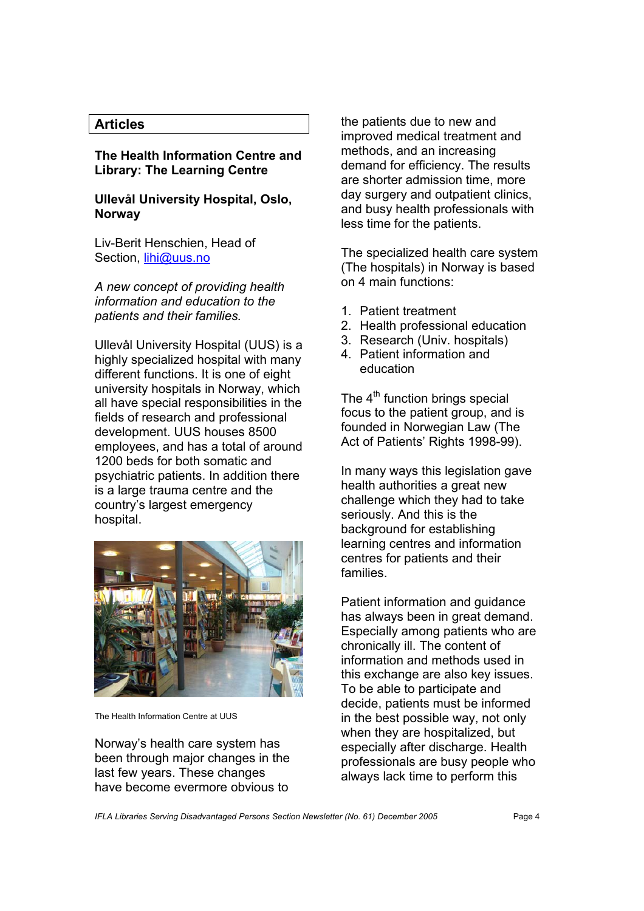## Articles

### The Health Information Centre and Library: The Learning Centre

### Ullevål University Hospital, Oslo, Norway

Liv-Berit Henschien, Head of Section, lihi@uus.no

*A new concept of providing health information and education to the patients and their families.*

Ullevål University Hospital (UUS) is a highly specialized hospital with many different functions. It is one of eight university hospitals in Norway, which all have special responsibilities in the fields of research and professional development. UUS houses 8500 employees, and has a total of around 1200 beds for both somatic and psychiatric patients. In addition there is a large trauma centre and the country's largest emergency hospital.

The Health Information Centre at UUS

Norway's health care system has been through major changes in the last few years. These changes have become evermore obvious to the patients due to new and improved medical treatment and methods, and an increasing demand for efficiency. The results are shorter admission time, more day surgery and outpatient clinics, and busy health professionals with less time for the patients.

The specialized health care system (The hospitals) in Norway is based on 4 main functions:

1. Patient treatment
2. Health professional education
3. Research (Univ. hospitals)
4. Patient information and education

The 4th function brings special focus to the patient group, and is founded in Norwegian Law (The Act of Patients' Rights 1998-99).

In many ways this legislation gave health authorities a great new challenge which they had to take seriously. And this is the background for establishing learning centres and information centres for patients and their families.

Patient information and guidance has always been in great demand. Especially among patients who are chronically ill. The content of information and methods used in this exchange are also key issues. To be able to participate and decide, patients must be informed in the best possible way, not only when they are hospitalized, but especially after discharge. Health professionals are busy people who always lack time to perform this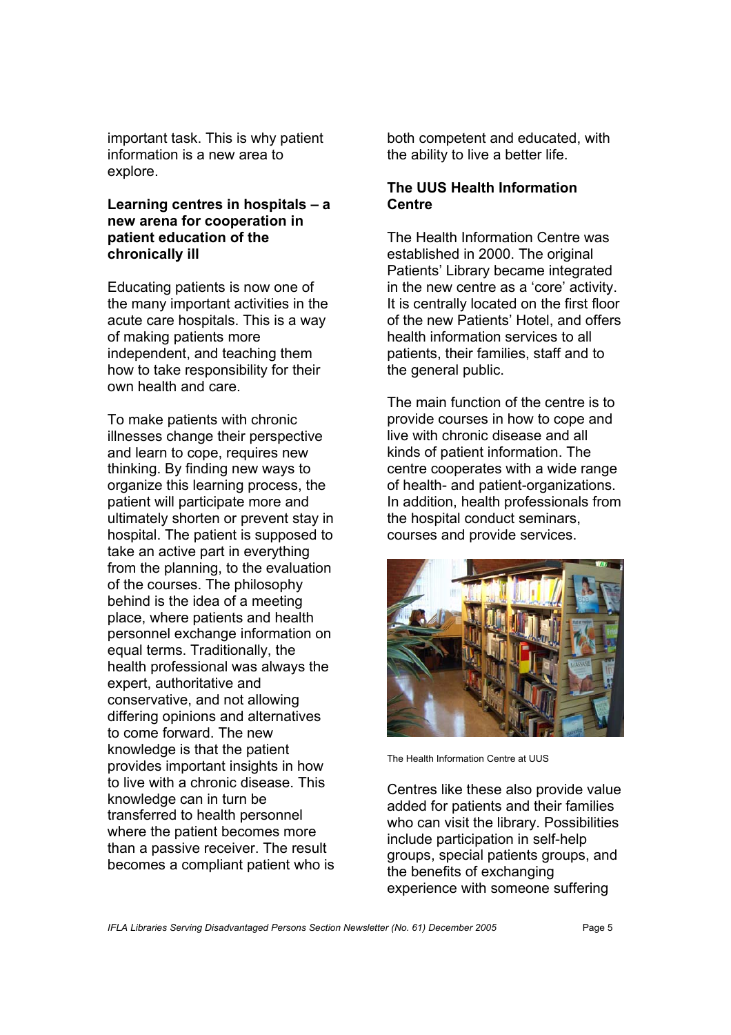important task. This is why patient information is a new area to explore.

### Learning centres in hospitals – a new arena for cooperation in patient education of the chronically ill

Educating patients is now one of the many important activities in the acute care hospitals. This is a way of making patients more independent, and teaching them how to take responsibility for their own health and care.

To make patients with chronic illnesses change their perspective and learn to cope, requires new thinking. By finding new ways to organize this learning process, the patient will participate more and ultimately shorten or prevent stay in hospital. The patient is supposed to take an active part in everything from the planning, to the evaluation of the courses. The philosophy behind is the idea of a meeting place, where patients and health personnel exchange information on equal terms. Traditionally, the health professional was always the expert, authoritative and conservative, and not allowing differing opinions and alternatives to come forward. The new knowledge is that the patient provides important insights in how to live with a chronic disease. This knowledge can in turn be transferred to health personnel where the patient becomes more than a passive receiver. The result becomes a compliant patient who is both competent and educated, with the ability to live a better life.

### The UUS Health Information Centre

The Health Information Centre was established in 2000. The original Patients' Library became integrated in the new centre as a 'core' activity. It is centrally located on the first floor of the new Patients' Hotel, and offers health information services to all patients, their families, staff and to the general public.

The main function of the centre is to provide courses in how to cope and live with chronic disease and all kinds of patient information. The centre cooperates with a wide range of health- and patient-organizations. In addition, health professionals from the hospital conduct seminars, courses and provide services.

The Health Information Centre at UUS

Centres like these also provide value added for patients and their families who can visit the library. Possibilities include participation in self-help groups, special patients groups, and the benefits of exchanging experience with someone suffering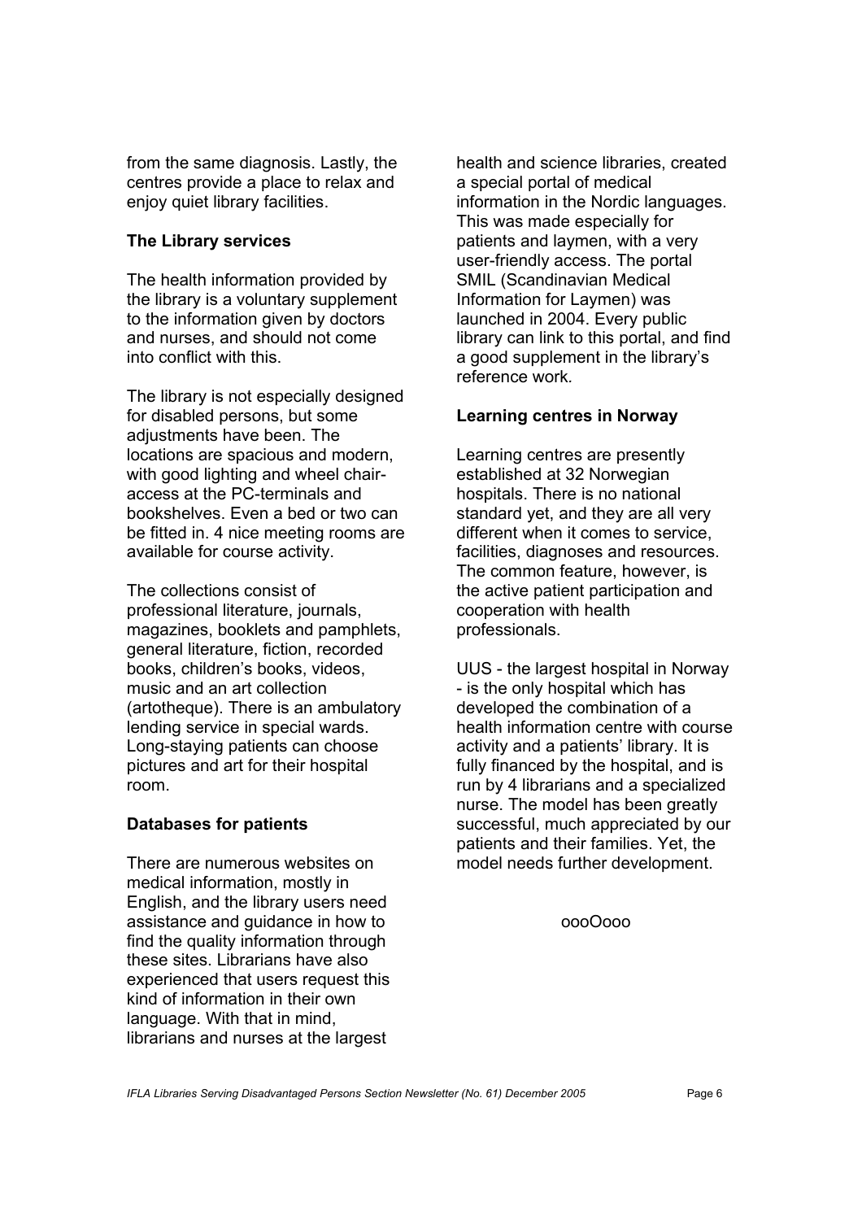from the same diagnosis. Lastly, the centres provide a place to relax and enjoy quiet library facilities.

**The Library services**

The health information provided by the library is a voluntary supplement to the information given by doctors and nurses, and should not come into conflict with this.

The library is not especially designed for disabled persons, but some adjustments have been. The locations are spacious and modern, with good lighting and wheel chair-access at the PC-terminals and bookshelves. Even a bed or two can be fitted in. 4 nice meeting rooms are available for course activity.

The collections consist of professional literature, journals, magazines, booklets and pamphlets, general literature, fiction, recorded books, children's books, videos, music and an art collection (artotheque). There is an ambulatory lending service in special wards. Long-staying patients can choose pictures and art for their hospital room.

**Databases for patients**

There are numerous websites on medical information, mostly in English, and the library users need assistance and guidance in how to find the quality information through these sites. Librarians have also experienced that users request this kind of information in their own language. With that in mind, librarians and nurses at the largest health and science libraries, created a special portal of medical information in the Nordic languages. This was made especially for patients and laymen, with a very user-friendly access. The portal SMIL (Scandinavian Medical Information for Laymen) was launched in 2004. Every public library can link to this portal, and find a good supplement in the library's reference work.

**Learning centres in Norway**

Learning centres are presently established at 32 Norwegian hospitals. There is no national standard yet, and they are all very different when it comes to service, facilities, diagnoses and resources. The common feature, however, is the active patient participation and cooperation with health professionals.

UUS - the largest hospital in Norway - is the only hospital which has developed the combination of a health information centre with course activity and a patients' library. It is fully financed by the hospital, and is run by 4 librarians and a specialized nurse. The model has been greatly successful, much appreciated by our patients and their families. Yet, the model needs further development.

oooOooo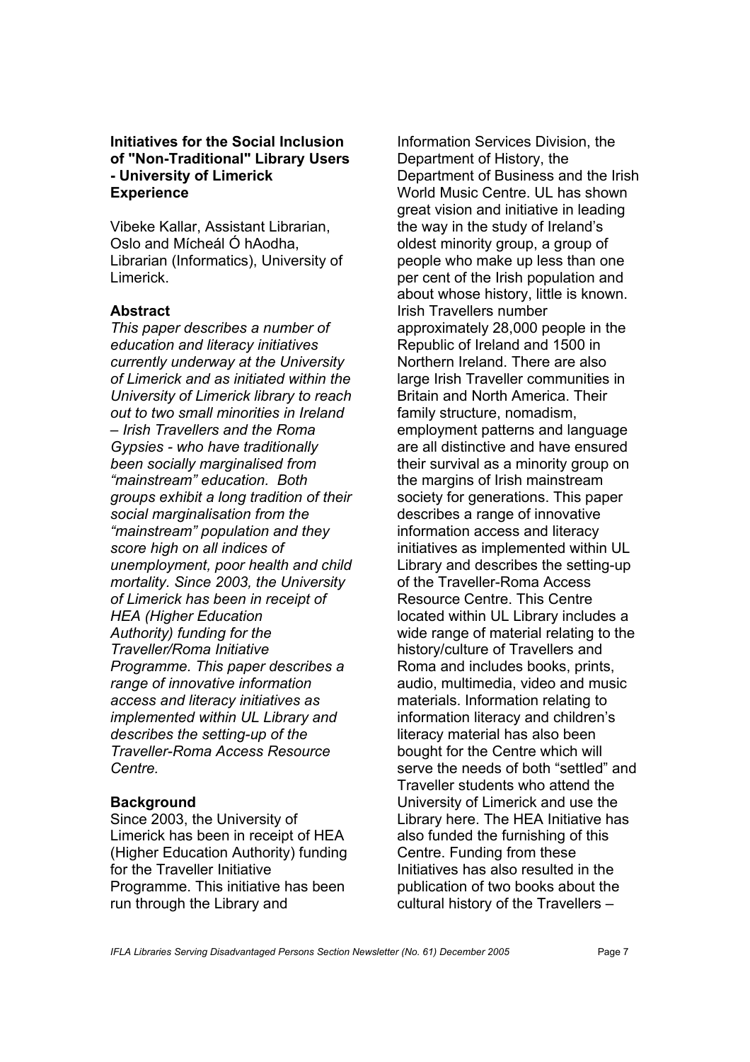## Initiatives for the Social Inclusion of "Non-Traditional" Library Users - University of Limerick Experience

Vibeke Kallar, Assistant Librarian, Oslo and Mícheál Ó hAodha, Librarian (Informatics), University of Limerick.

### Abstract

*This paper describes a number of education and literacy initiatives currently underway at the University of Limerick and as initiated within the University of Limerick library to reach out to two small minorities in Ireland – Irish Travellers and the Roma Gypsies - who have traditionally been socially marginalised from "mainstream" education. Both groups exhibit a long tradition of their social marginalisation from the "mainstream" population and they score high on all indices of unemployment, poor health and child mortality. Since 2003, the University of Limerick has been in receipt of HEA (Higher Education Authority) funding for the Traveller/Roma Initiative Programme. This paper describes a range of innovative information access and literacy initiatives as implemented within UL Library and describes the setting-up of the Traveller-Roma Access Resource Centre.*

### Background

Since 2003, the University of Limerick has been in receipt of HEA (Higher Education Authority) funding for the Traveller Initiative Programme. This initiative has been run through the Library and Information Services Division, the Department of History, the Department of Business and the Irish World Music Centre. UL has shown great vision and initiative in leading the way in the study of Ireland's oldest minority group, a group of people who make up less than one per cent of the Irish population and about whose history, little is known. Irish Travellers number approximately 28,000 people in the Republic of Ireland and 1500 in Northern Ireland. There are also large Irish Traveller communities in Britain and North America. Their family structure, nomadism, employment patterns and language are all distinctive and have ensured their survival as a minority group on the margins of Irish mainstream society for generations. This paper describes a range of innovative information access and literacy initiatives as implemented within UL Library and describes the setting-up of the Traveller-Roma Access Resource Centre. This Centre located within UL Library includes a wide range of material relating to the history/culture of Travellers and Roma and includes books, prints, audio, multimedia, video and music materials. Information relating to information literacy and children's literacy material has also been bought for the Centre which will serve the needs of both "settled" and Traveller students who attend the University of Limerick and use the Library here. The HEA Initiative has also funded the furnishing of this Centre. Funding from these Initiatives has also resulted in the publication of two books about the cultural history of the Travellers –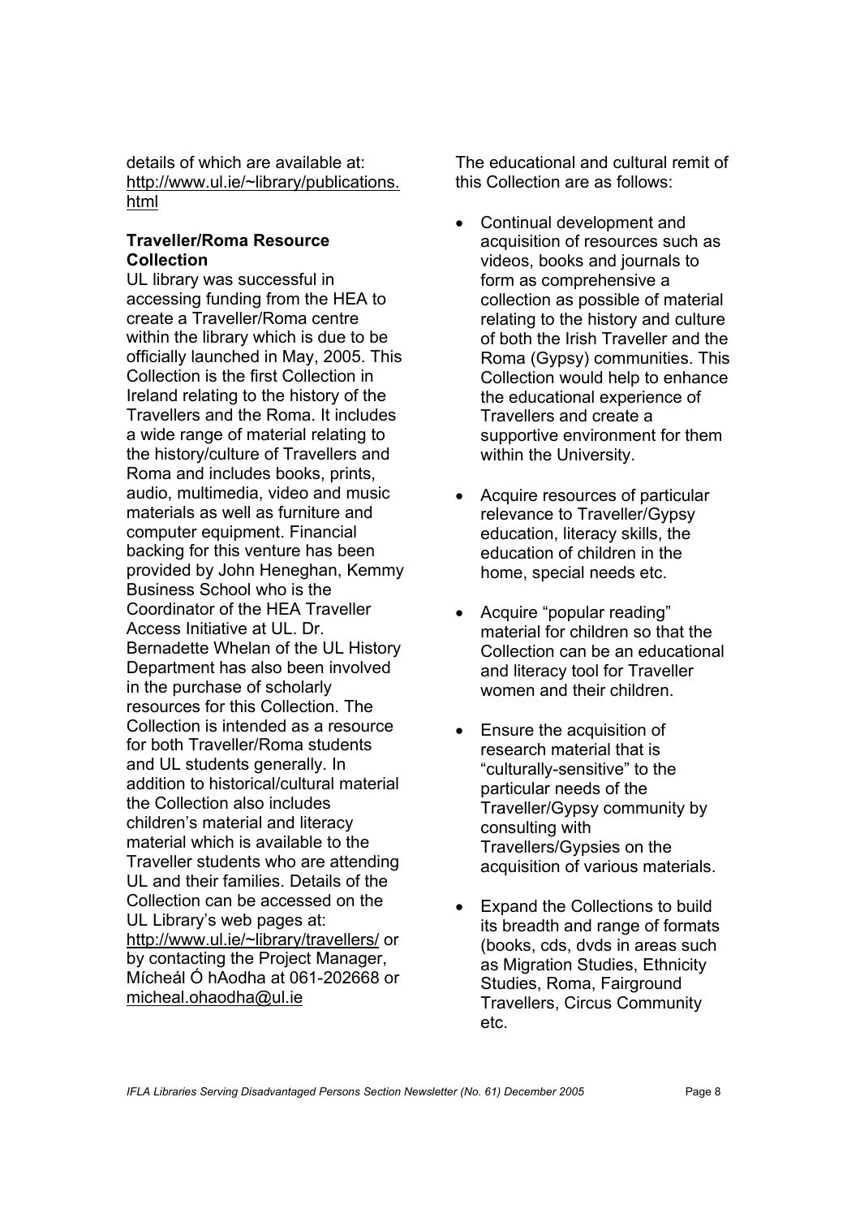details of which are available at: http://www.ul.ie/~library/publications.html

**Traveller/Roma Resource Collection**

UL library was successful in accessing funding from the HEA to create a Traveller/Roma centre within the library which is due to be officially launched in May, 2005. This Collection is the first Collection in Ireland relating to the history of the Travellers and the Roma. It includes a wide range of material relating to the history/culture of Travellers and Roma and includes books, prints, audio, multimedia, video and music materials as well as furniture and computer equipment. Financial backing for this venture has been provided by John Heneghan, Kemmy Business School who is the Coordinator of the HEA Traveller Access Initiative at UL. Dr. Bernadette Whelan of the UL History Department has also been involved in the purchase of scholarly resources for this Collection. The Collection is intended as a resource for both Traveller/Roma students and UL students generally. In addition to historical/cultural material the Collection also includes children's material and literacy material which is available to the Traveller students who are attending UL and their families. Details of the Collection can be accessed on the UL Library's web pages at: http://www.ul.ie/~library/travellers/ or by contacting the Project Manager, Mícheál Ó hAodha at 061-202668 or micheal.ohaodha@ul.ie

The educational and cultural remit of this Collection are as follows:

- Continual development and acquisition of resources such as videos, books and journals to form as comprehensive a collection as possible of material relating to the history and culture of both the Irish Traveller and the Roma (Gypsy) communities. This Collection would help to enhance the educational experience of Travellers and create a supportive environment for them within the University.
- Acquire resources of particular relevance to Traveller/Gypsy education, literacy skills, the education of children in the home, special needs etc.
- Acquire "popular reading" material for children so that the Collection can be an educational and literacy tool for Traveller women and their children.
- Ensure the acquisition of research material that is "culturally-sensitive" to the particular needs of the Traveller/Gypsy community by consulting with Travellers/Gypsies on the acquisition of various materials.
- Expand the Collections to build its breadth and range of formats (books, cds, dvds in areas such as Migration Studies, Ethnicity Studies, Roma, Fairground Travellers, Circus Community etc.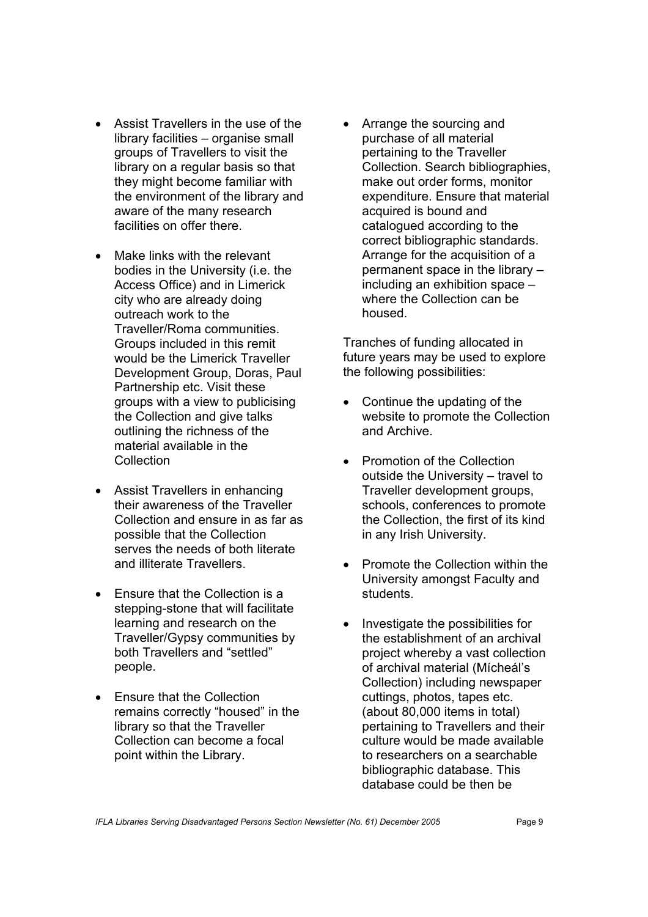- Assist Travellers in the use of the library facilities – organise small groups of Travellers to visit the library on a regular basis so that they might become familiar with the environment of the library and aware of the many research facilities on offer there.

- Make links with the relevant bodies in the University (i.e. the Access Office) and in Limerick city who are already doing outreach work to the Traveller/Roma communities. Groups included in this remit would be the Limerick Traveller Development Group, Doras, Paul Partnership etc. Visit these groups with a view to publicising the Collection and give talks outlining the richness of the material available in the Collection

- Assist Travellers in enhancing their awareness of the Traveller Collection and ensure in as far as possible that the Collection serves the needs of both literate and illiterate Travellers.

- Ensure that the Collection is a stepping-stone that will facilitate learning and research on the Traveller/Gypsy communities by both Travellers and "settled" people.

- Ensure that the Collection remains correctly "housed" in the library so that the Traveller Collection can become a focal point within the Library.

- Arrange the sourcing and purchase of all material pertaining to the Traveller Collection. Search bibliographies, make out order forms, monitor expenditure. Ensure that material acquired is bound and catalogued according to the correct bibliographic standards. Arrange for the acquisition of a permanent space in the library – including an exhibition space – where the Collection can be housed.

Tranches of funding allocated in future years may be used to explore the following possibilities:

- Continue the updating of the website to promote the Collection and Archive.

- Promotion of the Collection outside the University – travel to Traveller development groups, schools, conferences to promote the Collection, the first of its kind in any Irish University.

- Promote the Collection within the University amongst Faculty and students.

- Investigate the possibilities for the establishment of an archival project whereby a vast collection of archival material (Mícheál's Collection) including newspaper cuttings, photos, tapes etc. (about 80,000 items in total) pertaining to Travellers and their culture would be made available to researchers on a searchable bibliographic database. This database could be then be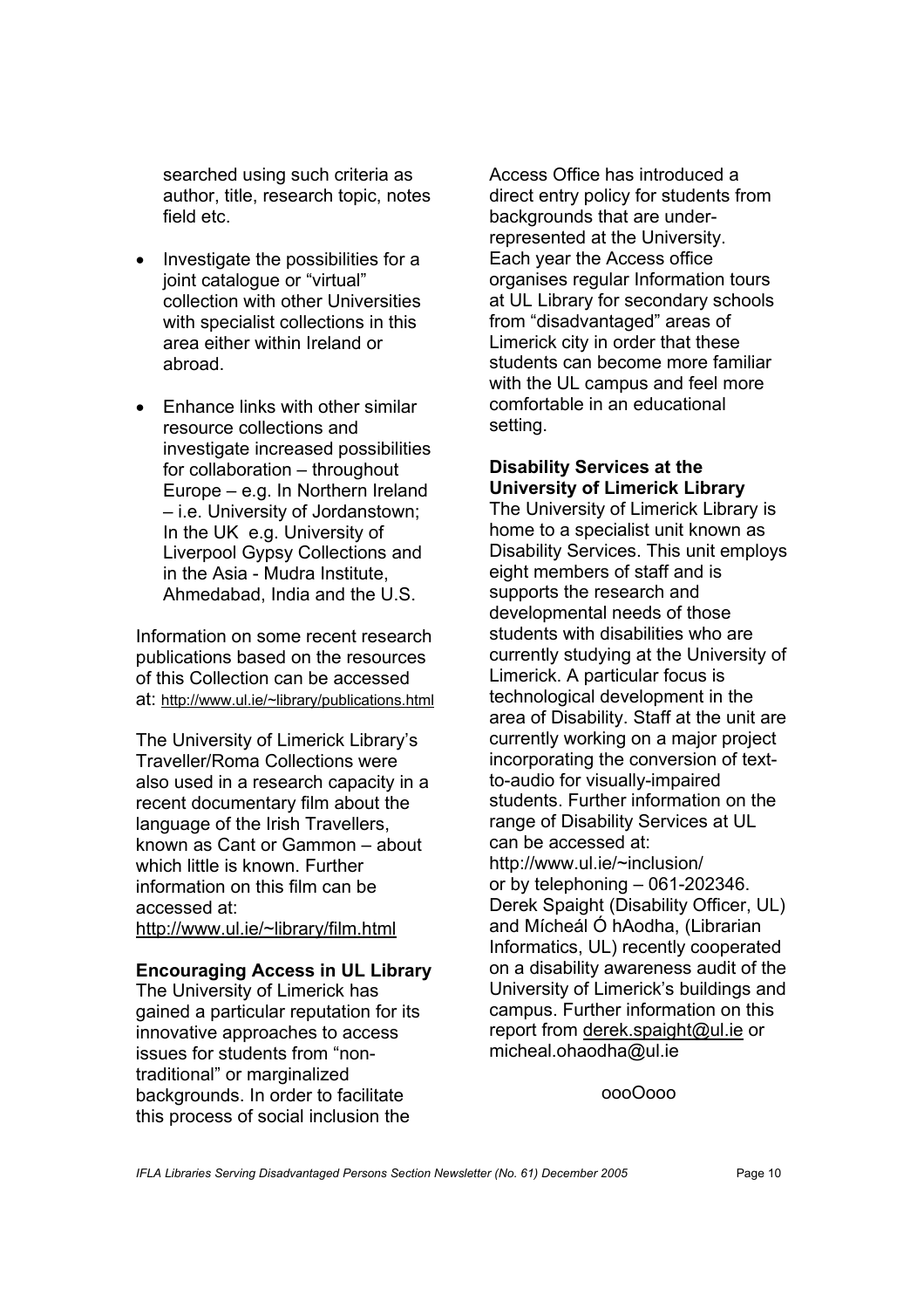searched using such criteria as author, title, research topic, notes field etc.

- Investigate the possibilities for a joint catalogue or "virtual" collection with other Universities with specialist collections in this area either within Ireland or abroad.

- Enhance links with other similar resource collections and investigate increased possibilities for collaboration – throughout Europe – e.g. In Northern Ireland – i.e. University of Jordanstown; In the UK e.g. University of Liverpool Gypsy Collections and in the Asia - Mudra Institute, Ahmedabad, India and the U.S.

Information on some recent research publications based on the resources of this Collection can be accessed at: http://www.ul.ie/~library/publications.html

The University of Limerick Library's Traveller/Roma Collections were also used in a research capacity in a recent documentary film about the language of the Irish Travellers, known as Cant or Gammon – about which little is known. Further information on this film can be accessed at: http://www.ul.ie/~library/film.html

**Encouraging Access in UL Library**

The University of Limerick has gained a particular reputation for its innovative approaches to access issues for students from "non-traditional" or marginalized backgrounds. In order to facilitate this process of social inclusion the Access Office has introduced a direct entry policy for students from backgrounds that are under-represented at the University. Each year the Access office organises regular Information tours at UL Library for secondary schools from "disadvantaged" areas of Limerick city in order that these students can become more familiar with the UL campus and feel more comfortable in an educational setting.

**Disability Services at the University of Limerick Library**

The University of Limerick Library is home to a specialist unit known as Disability Services. This unit employs eight members of staff and is supports the research and developmental needs of those students with disabilities who are currently studying at the University of Limerick. A particular focus is technological development in the area of Disability. Staff at the unit are currently working on a major project incorporating the conversion of text-to-audio for visually-impaired students. Further information on the range of Disability Services at UL can be accessed at: http://www.ul.ie/~inclusion/ or by telephoning – 061-202346. Derek Spaight (Disability Officer, UL) and Mícheál Ó hAodha, (Librarian Informatics, UL) recently cooperated on a disability awareness audit of the University of Limerick's buildings and campus. Further information on this report from derek.spaight@ul.ie or micheal.ohaodha@ul.ie

oooOooo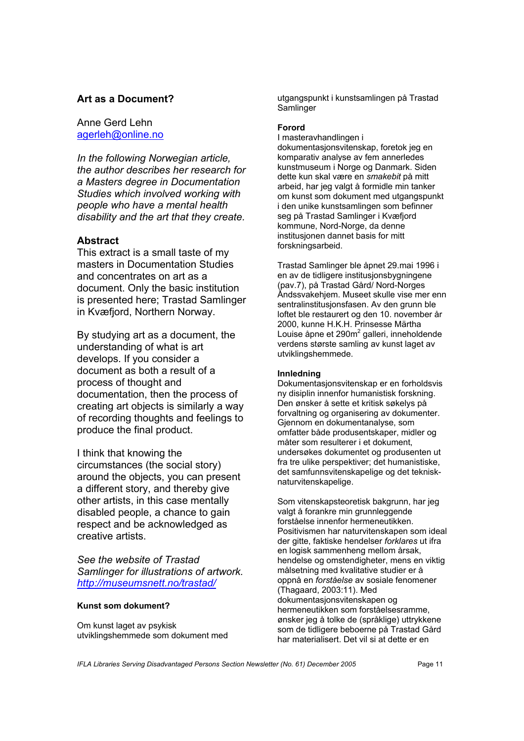## Art as a Document?

Anne Gerd Lehn
agerleh@online.no

*In the following Norwegian article, the author describes her research for a Masters degree in Documentation Studies which involved working with people who have a mental health disability and the art that they create.*

### Abstract

This extract is a small taste of my masters in Documentation Studies and concentrates on art as a document. Only the basic institution is presented here; Trastad Samlinger in Kvæfjord, Northern Norway.

By studying art as a document, the understanding of what is art develops. If you consider a document as both a result of a process of thought and documentation, then the process of creating art objects is similarly a way of recording thoughts and feelings to produce the final product.

I think that knowing the circumstances (the social story) around the objects, you can present a different story, and thereby give other artists, in this case mentally disabled people, a chance to gain respect and be acknowledged as creative artists.

*See the website of Trastad Samlinger for illustrations of artwork.* *http://museumsnett.no/trastad/*

### Kunst som dokument?

Om kunst laget av psykisk utviklingshemmede som dokument med utgangspunkt i kunstsamlingen på Trastad Samlinger

**Forord**

I masteravhandlingen i dokumentasjonsvitenskap, foretok jeg en komparativ analyse av fem annerledes kunstmuseum i Norge og Danmark. Siden dette kun skal være en *smakebit* på mitt arbeid, har jeg valgt å formidle min tanker om kunst som dokument med utgangspunkt i den unike kunstsamlingen som befinner seg på Trastad Samlinger i Kvæfjord kommune, Nord-Norge, da denne institusjonen dannet basis for mitt forskningsarbeid.

Trastad Samlinger ble åpnet 29.mai 1996 i en av de tidligere institusjonsbygningene (pav.7), på Trastad Gård/ Nord-Norges Åndssvakehjem. Museet skulle vise mer enn sentralinstitusjonsfasen. Av den grunn ble loftet ble restaurert og den 10. november år 2000, kunne H.K.H. Prinsesse Märtha Louise åpne et 290m$^2$ galleri, inneholdende verdens største samling av kunst laget av utviklingshemmede.

**Innledning**

Dokumentasjonsvitenskap er en forholdsvis ny disiplin innenfor humanistisk forskning. Den ønsker å sette et kritisk søkelys på forvaltning og organisering av dokumenter. Gjennom en dokumentanalyse, som omfatter både produsentskaper, midler og måter som resulterer i et dokument, undersøkes dokumentet og produsenten ut fra tre ulike perspektiver; det humanistiske, det samfunnsvitenskapelige og det teknisk-naturvitenskapelige.

Som vitenskapsteoretisk bakgrunn, har jeg valgt å forankre min grunnleggende forståelse innenfor hermeneutikken. Positivismen har naturvitenskapen som ideal der gitte, faktiske hendelser *forklares* ut ifra en logisk sammenheng mellom årsak, hendelse og omstendigheter, mens en viktig målsetning med kvalitative studier er å oppnå en *forståelse* av sosiale fenomener (Thagaard, 2003:11). Med dokumentasjonsvitenskapen og hermeneutikken som forståelsesramme, ønsker jeg å tolke de (språklige) uttrykkene som de tidligere beboerne på Trastad Gård har materialisert. Det vil si at dette er en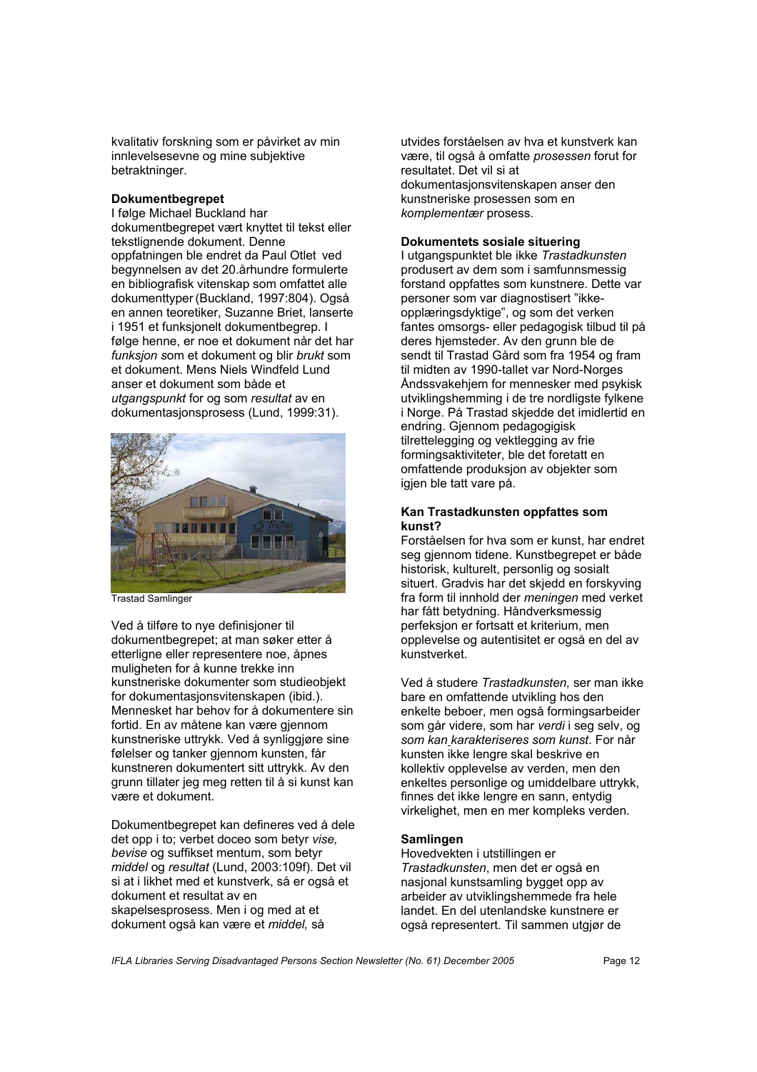kvalitativ forskning som er påvirket av min innlevelsesevne og mine subjektive betraktninger.

**Dokumentbegrepet**

I følge Michael Buckland har dokumentbegrepet vært knyttet til tekst eller tekstlignende dokument. Denne oppfatningen ble endret da Paul Otlet ved begynnelsen av det 20.århundre formulerte en bibliografisk vitenskap som omfattet alle dokumenttyper (Buckland, 1997:804). Også en annen teoretiker, Suzanne Briet, lanserte i 1951 et funksjonelt dokumentbegrep. I følge henne, er noe et dokument når det har *funksjon s*om et dokument og blir *brukt* som et dokument. Mens Niels Windfeld Lund anser et dokument som både et *utgangspunkt* for og som *resultat* av en dokumentasjonsprosess (Lund, 1999:31).

Trastad Samlinger

Ved å tilføre to nye definisjoner til dokumentbegrepet; at man søker etter å etterligne eller representere noe, åpnes muligheten for å kunne trekke inn kunstneriske dokumenter som studieobjekt for dokumentasjonsvitenskapen (ibid.). Mennesket har behov for å dokumentere sin fortid. En av måtene kan være gjennom kunstneriske uttrykk. Ved å synliggjøre sine følelser og tanker gjennom kunsten, får kunstneren dokumentert sitt uttrykk. Av den grunn tillater jeg meg retten til å si kunst kan være et dokument.

Dokumentbegrepet kan defineres ved å dele det opp i to; verbet doceo som betyr *vise, bevise* og suffikset mentum, som betyr *middel* og *resultat* (Lund, 2003:109f). Det vil si at i likhet med et kunstverk, så er også et dokument et resultat av en skapelsesprosess. Men i og med at et dokument også kan være et *middel,* så utvides forståelsen av hva et kunstverk kan være, til også å omfatte *prosessen* forut for resultatet. Det vil si at dokumentasjonsvitenskapen anser den kunstneriske prosessen som en *komplementær* prosess.

**Dokumentets sosiale situering**

I utgangspunktet ble ikke *Trastadkunsten* produsert av dem som i samfunnsmessig forstand oppfattes som kunstnere. Dette var personer som var diagnostisert "ikke-opplæringsdyktige", og som det verken fantes omsorgs- eller pedagogisk tilbud til på deres hjemsteder. Av den grunn ble de sendt til Trastad Gård som fra 1954 og fram til midten av 1990-tallet var Nord-Norges Åndssvakehjem for mennesker med psykisk utviklingshemming i de tre nordligste fylkene i Norge. På Trastad skjedde det imidlertid en endring. Gjennom pedagogigisk tilrettelegging og vektlegging av frie formingsaktiviteter, ble det foretatt en omfattende produksjon av objekter som igjen ble tatt vare på.

**Kan Trastadkunsten oppfattes som kunst?**

Forståelsen for hva som er kunst, har endret seg gjennom tidene. Kunstbegrepet er både historisk, kulturelt, personlig og sosialt situert. Gradvis har det skjedd en forskyving fra form til innhold der *meningen* med verket har fått betydning. Håndverksmessig perfeksjon er fortsatt et kriterium, men opplevelse og autentisitet er også en del av kunstverket.

Ved å studere *Trastadkunsten,* ser man ikke bare en omfattende utvikling hos den enkelte beboer, men også formingsarbeider som går videre, som har *verdi* i seg selv, og *som kan karakteriseres som kunst*. For når kunsten ikke lengre skal beskrive en kollektiv opplevelse av verden, men den enkeltes personlige og umiddelbare uttrykk, finnes det ikke lengre en sann, entydig virkelighet, men en mer kompleks verden.

**Samlingen**

Hovedvekten i utstillingen er *Trastadkunsten*, men det er også en nasjonal kunstsamling bygget opp av arbeider av utviklingshemmede fra hele landet. En del utenlandske kunstnere er også representert. Til sammen utgjør de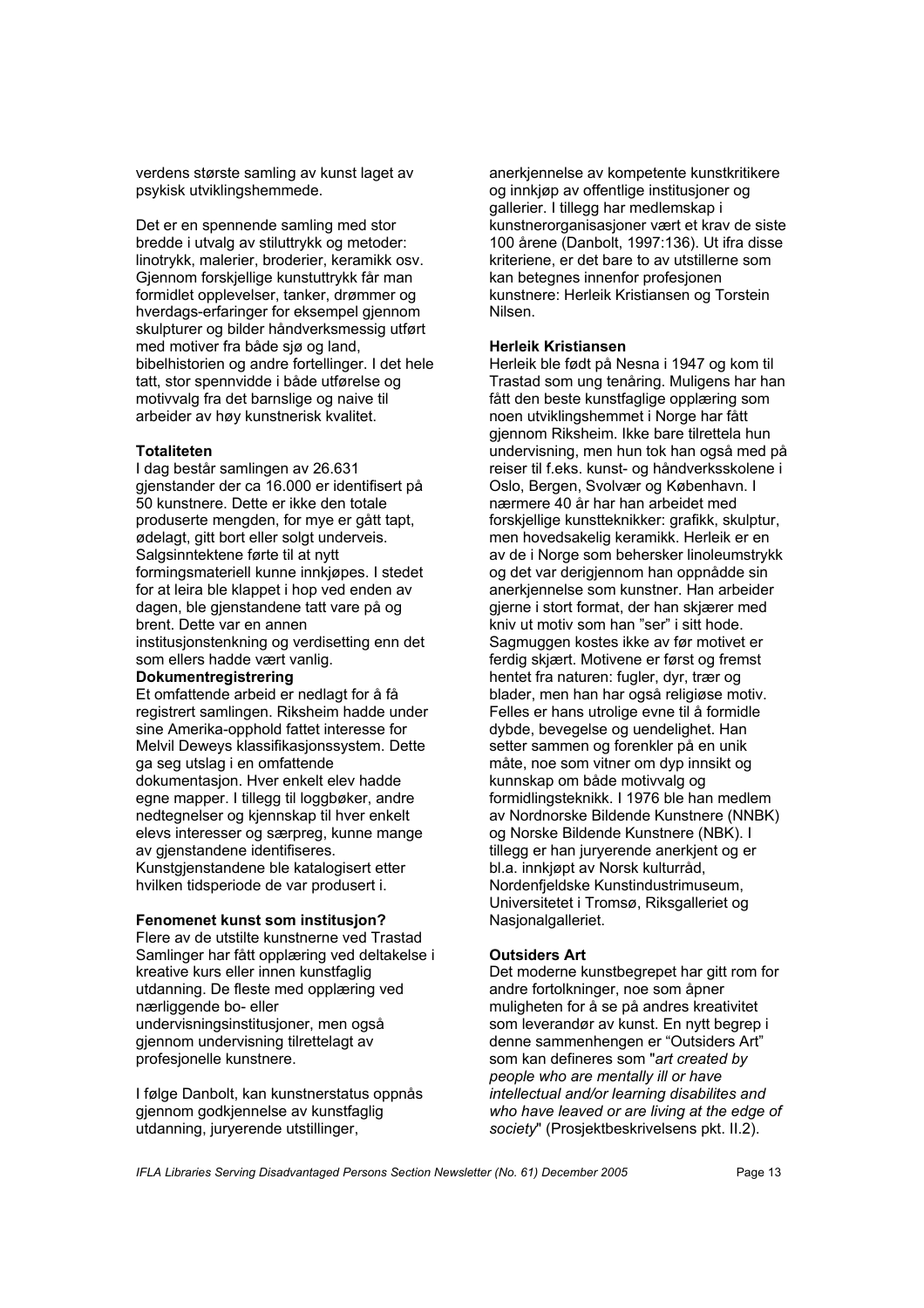verdens største samling av kunst laget av psykisk utviklingshemmede.

Det er en spennende samling med stor bredde i utvalg av stiluttrykk og metoder: linotrykk, malerier, broderier, keramikk osv. Gjennom forskjellige kunstuttrykk får man formidlet opplevelser, tanker, drømmer og hverdags-erfaringer for eksempel gjennom skulpturer og bilder håndverksmessig utført med motiver fra både sjø og land, bibelhistorien og andre fortellinger. I det hele tatt, stor spennvidde i både utførelse og motivvalg fra det barnslige og naive til arbeider av høy kunstnerisk kvalitet.

**Totaliteten**

I dag består samlingen av 26.631 gjenstander der ca 16.000 er identifisert på 50 kunstnere. Dette er ikke den totale produserte mengden, for mye er gått tapt, ødelagt, gitt bort eller solgt underveis. Salgsinntektene førte til at nytt formingsmateriell kunne innkjøpes. I stedet for at leira ble klappet i hop ved enden av dagen, ble gjenstandene tatt vare på og brent. Dette var en annen institusjonstenkning og verdisetting enn det som ellers hadde vært vanlig.

**Dokumentregistrering**

Et omfattende arbeid er nedlagt for å få registrert samlingen. Riksheim hadde under sine Amerika-opphold fattet interesse for Melvil Deweys klassifikasjonssystem. Dette ga seg utslag i en omfattende dokumentasjon. Hver enkelt elev hadde egne mapper. I tillegg til loggbøker, andre nedtegnelser og kjennskap til hver enkelt elevs interesser og særpreg, kunne mange av gjenstandene identifiseres. Kunstgjenstandene ble katalogisert etter hvilken tidsperiode de var produsert i.

**Fenomenet kunst som institusjon?**

Flere av de utstilte kunstnerne ved Trastad Samlinger har fått opplæring ved deltakelse i kreative kurs eller innen kunstfaglig utdanning. De fleste med opplæring ved nærliggende bo- eller undervisningsinstitusjoner, men også gjennom undervisning tilrettelagt av profesjonelle kunstnere.

I følge Danbolt, kan kunstnerstatus oppnås gjennom godkjennelse av kunstfaglig utdanning, juryerende utstillinger, anerkjennelse av kompetente kunstkritikere og innkjøp av offentlige institusjoner og gallerier. I tillegg har medlemskap i kunstnerorganisasjoner vært et krav de siste 100 årene (Danbolt, 1997:136). Ut ifra disse kriteriene, er det bare to av utstillerne som kan betegnes innenfor profesjonen kunstnere: Herleik Kristiansen og Torstein Nilsen.

**Herleik Kristiansen**

Herleik ble født på Nesna i 1947 og kom til Trastad som ung tenåring. Muligens har han fått den beste kunstfaglige opplæring som noen utviklingshemmet i Norge har fått gjennom Riksheim. Ikke bare tilrettela hun undervisning, men hun tok han også med på reiser til f.eks. kunst- og håndverksskolene i Oslo, Bergen, Svolvær og København. I nærmere 40 år har han arbeidet med forskjellige kunstteknikker: grafikk, skulptur, men hovedsakelig keramikk. Herleik er en av de i Norge som behersker linoleumstrykk og det var derigjennom han oppnådde sin anerkjennelse som kunstner. Han arbeider gjerne i stort format, der han skjærer med kniv ut motiv som han "ser" i sitt hode. Sagmuggen kostes ikke av før motivet er ferdig skjært. Motivene er først og fremst hentet fra naturen: fugler, dyr, trær og blader, men han har også religiøse motiv. Felles er hans utrolige evne til å formidle dybde, bevegelse og uendelighet. Han setter sammen og forenkler på en unik måte, noe som vitner om dyp innsikt og kunnskap om både motivvalg og formidlingsteknikk. I 1976 ble han medlem av Nordnorske Bildende Kunstnere (NNBK) og Norske Bildende Kunstnere (NBK). I tillegg er han juryerende anerkjent og er bl.a. innkjøpt av Norsk kulturråd, Nordenfjeldske Kunstindustrimuseum, Universitetet i Tromsø, Riksgalleriet og Nasjonalgalleriet.

**Outsiders Art**

Det moderne kunstbegrepet har gitt rom for andre fortolkninger, noe som åpner muligheten for å se på andres kreativitet som leverandør av kunst. En nytt begrep i denne sammenhengen er "Outsiders Art" som kan defineres som "*art created by people who are mentally ill or have intellectual and/or learning disabilites and who have leaved or are living at the edge of society*" (Prosjektbeskrivelsens pkt. II.2).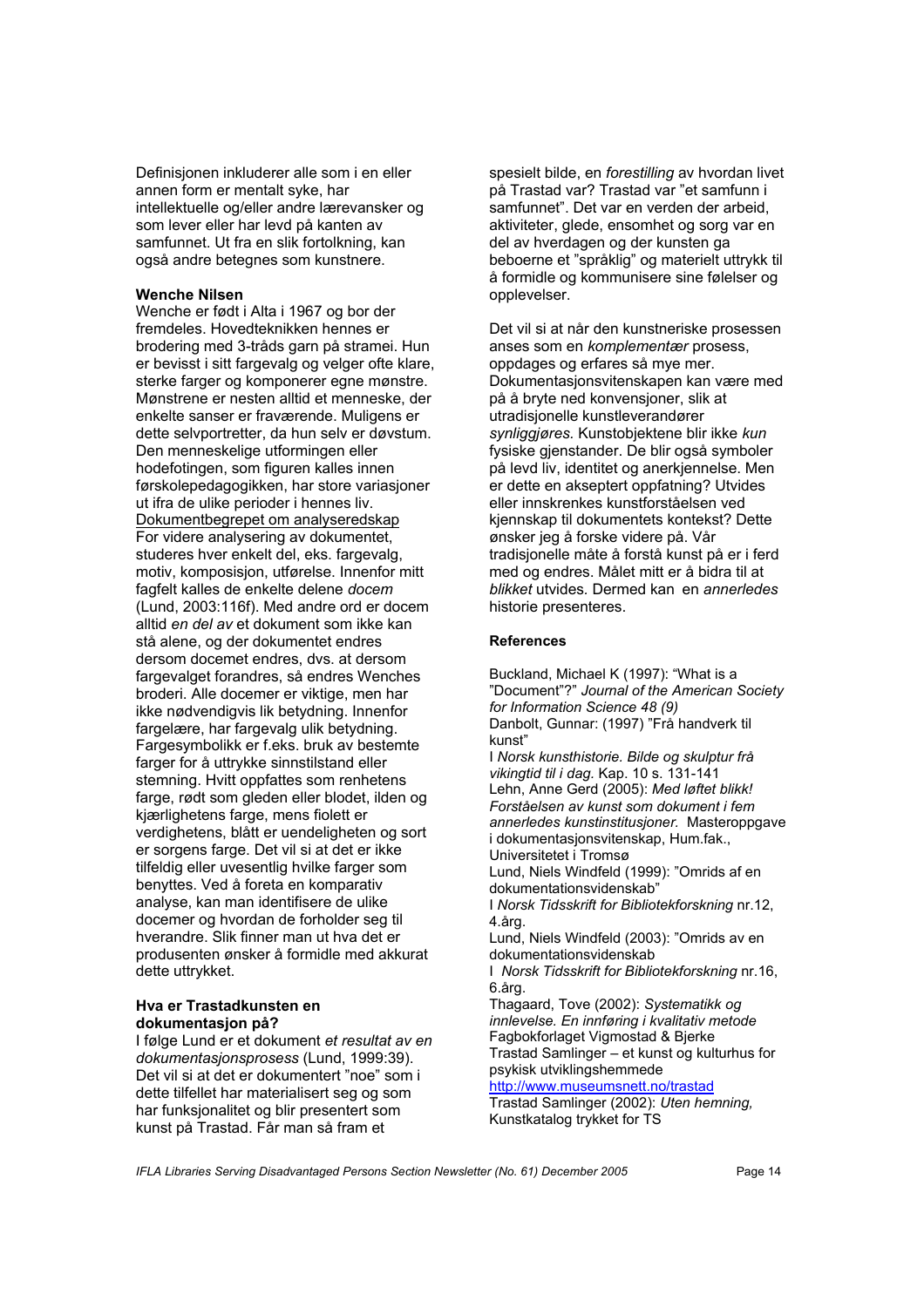Definisjonen inkluderer alle som i en eller annen form er mentalt syke, har intellektuelle og/eller andre lærevansker og som lever eller har levd på kanten av samfunnet. Ut fra en slik fortolkning, kan også andre betegnes som kunstnere.

**Wenche Nilsen**

Wenche er født i Alta i 1967 og bor der fremdeles. Hovedteknikken hennes er brodering med 3-tråds garn på stramei. Hun er bevisst i sitt fargevalg og velger ofte klare, sterke farger og komponerer egne mønstre. Mønstrene er nesten alltid et menneske, der enkelte sanser er fraværende. Muligens er dette selvportretter, da hun selv er døvstum. Den menneskelige utformingen eller hodefotingen, som figuren kalles innen førskolepedagogikken, har store variasjoner ut ifra de ulike perioder i hennes liv.

Dokumentbegrepet om analyseredskap

For videre analysering av dokumentet, studeres hver enkelt del, eks. fargevalg, motiv, komposisjon, utførelse. Innenfor mitt fagfelt kalles de enkelte delene *docem* (Lund, 2003:116f). Med andre ord er docem alltid *en del av* et dokument som ikke kan stå alene, og der dokumentet endres dersom docemet endres, dvs. at dersom fargevalget forandres, så endres Wenches broderi. Alle docemer er viktige, men har ikke nødvendigvis lik betydning. Innenfor fargelære, har fargevalg ulik betydning. Fargesymbolikk er f.eks. bruk av bestemte farger for å uttrykke sinnstilstand eller stemning. Hvitt oppfattes som renhetens farge, rødt som gleden eller blodet, ilden og kjærlighetens farge, mens fiolett er verdighetens, blått er uendeligheten og sort er sorgens farge. Det vil si at det er ikke tilfeldig eller uvesentlig hvilke farger som benyttes. Ved å foreta en komparativ analyse, kan man identifisere de ulike docemer og hvordan de forholder seg til hverandre. Slik finner man ut hva det er produsenten ønsker å formidle med akkurat dette uttrykket.

**Hva er Trastadkunsten en dokumentasjon på?**

I følge Lund er et dokument *et resultat av en dokumentasjonsprosess* (Lund, 1999:39). Det vil si at det er dokumentert "noe" som i dette tilfellet har materialisert seg og som har funksjonalitet og blir presentert som kunst på Trastad. Får man så fram et spesielt bilde, en *forestilling* av hvordan livet på Trastad var? Trastad var "et samfunn i samfunnet". Det var en verden der arbeid, aktiviteter, glede, ensomhet og sorg var en del av hverdagen og der kunsten ga beboerne et "språklig" og materielt uttrykk til å formidle og kommunisere sine følelser og opplevelser.

Det vil si at når den kunstneriske prosessen anses som en *komplementær* prosess, oppdages og erfares så mye mer. Dokumentasjonsvitenskapen kan være med på å bryte ned konvensjoner, slik at utradisjonelle kunstleverandører *synliggjøres.* Kunstobjektene blir ikke *kun* fysiske gjenstander. De blir også symboler på levd liv, identitet og anerkjennelse. Men er dette en akseptert oppfatning? Utvides eller innskrenkes kunstforståelsen ved kjennskap til dokumentets kontekst? Dette ønsker jeg å forske videre på. Vår tradisjonelle måte å forstå kunst på er i ferd med og endres. Målet mitt er å bidra til at *blikket* utvides. Dermed kan en *annerledes* historie presenteres.

**References**

Buckland, Michael K (1997): "What is a "Document"?" *Journal of the American Society for Information Science 48 (9)*

Danbolt, Gunnar: (1997) "Frå handverk til kunst"
I *Norsk kunsthistorie. Bilde og skulptur frå vikingtid til i dag.* Kap. 10 s. 131-141

Lehn, Anne Gerd (2005): *Med løftet blikk! Forståelsen av kunst som dokument i fem annerledes kunstinstitusjoner.* Masteroppgave i dokumentasjonsvitenskap, Hum.fak., Universitetet i Tromsø

Lund, Niels Windfeld (1999): "Omrids af en dokumentationsvidenskab"
I *Norsk Tidsskrift for Bibliotekforskning* nr.12, 4.årg.

Lund, Niels Windfeld (2003): "Omrids av en dokumentationsvidenskab
I *Norsk Tidsskrift for Bibliotekforskning* nr.16, 6.årg.

Thagaard, Tove (2002): *Systematikk og innlevelse. En innføring i kvalitativ metode* Fagbokforlaget Vigmostad & Bjerke

Trastad Samlinger – et kunst og kulturhus for psykisk utviklingshemmede
http://www.museumsnett.no/trastad

Trastad Samlinger (2002): *Uten hemning,* Kunstkatalog trykket for TS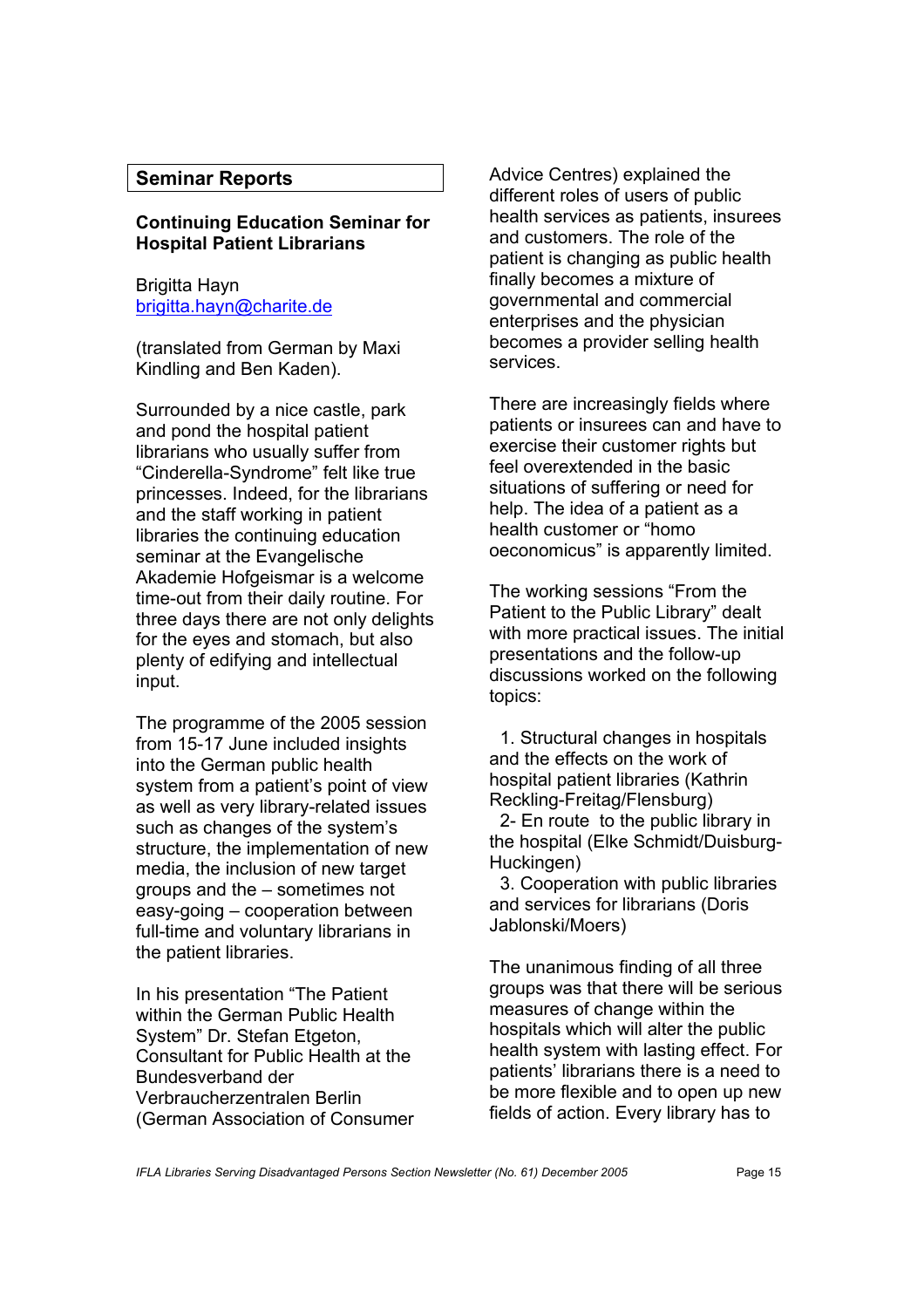## Seminar Reports

### Continuing Education Seminar for Hospital Patient Librarians

Brigitta Hayn
brigitta.hayn@charite.de

(translated from German by Maxi Kindling and Ben Kaden).

Surrounded by a nice castle, park and pond the hospital patient librarians who usually suffer from "Cinderella-Syndrome" felt like true princesses. Indeed, for the librarians and the staff working in patient libraries the continuing education seminar at the Evangelische Akademie Hofgeismar is a welcome time-out from their daily routine. For three days there are not only delights for the eyes and stomach, but also plenty of edifying and intellectual input.

The programme of the 2005 session from 15-17 June included insights into the German public health system from a patient's point of view as well as very library-related issues such as changes of the system's structure, the implementation of new media, the inclusion of new target groups and the – sometimes not easy-going – cooperation between full-time and voluntary librarians in the patient libraries.

In his presentation "The Patient within the German Public Health System" Dr. Stefan Etgeton, Consultant for Public Health at the Bundesverband der Verbraucherzentralen Berlin (German Association of Consumer Advice Centres) explained the different roles of users of public health services as patients, insurees and customers. The role of the patient is changing as public health finally becomes a mixture of governmental and commercial enterprises and the physician becomes a provider selling health services.

There are increasingly fields where patients or insurees can and have to exercise their customer rights but feel overextended in the basic situations of suffering or need for help. The idea of a patient as a health customer or "homo oeconomicus" is apparently limited.

The working sessions "From the Patient to the Public Library" dealt with more practical issues. The initial presentations and the follow-up discussions worked on the following topics:

1. Structural changes in hospitals and the effects on the work of hospital patient libraries (Kathrin Reckling-Freitag/Flensburg)
2. En route to the public library in the hospital (Elke Schmidt/Duisburg-Huckingen)
3. Cooperation with public libraries and services for librarians (Doris Jablonski/Moers)

The unanimous finding of all three groups was that there will be serious measures of change within the hospitals which will alter the public health system with lasting effect. For patients' librarians there is a need to be more flexible and to open up new fields of action. Every library has to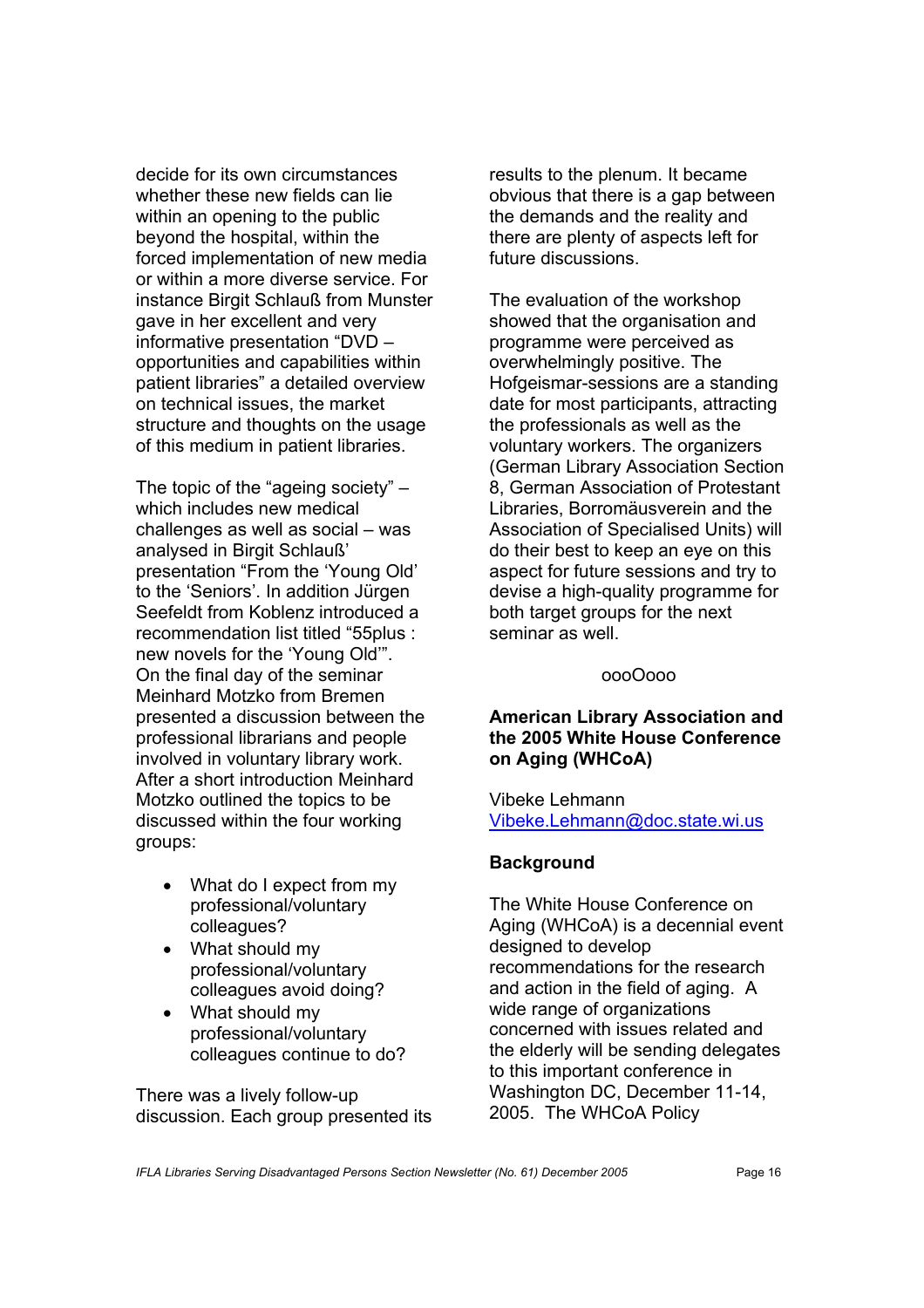decide for its own circumstances whether these new fields can lie within an opening to the public beyond the hospital, within the forced implementation of new media or within a more diverse service. For instance Birgit Schlauß from Munster gave in her excellent and very informative presentation “DVD – opportunities and capabilities within patient libraries” a detailed overview on technical issues, the market structure and thoughts on the usage of this medium in patient libraries.

The topic of the “ageing society” – which includes new medical challenges as well as social – was analysed in Birgit Schlauß’ presentation “From the ‘Young Old’ to the ‘Seniors’. In addition Jürgen Seefeldt from Koblenz introduced a recommendation list titled “55plus : new novels for the ‘Young Old’”. On the final day of the seminar Meinhard Motzko from Bremen presented a discussion between the professional librarians and people involved in voluntary library work. After a short introduction Meinhard Motzko outlined the topics to be discussed within the four working groups:

- What do I expect from my professional/voluntary colleagues?
- What should my professional/voluntary colleagues avoid doing?
- What should my professional/voluntary colleagues continue to do?

There was a lively follow-up discussion. Each group presented its results to the plenum. It became obvious that there is a gap between the demands and the reality and there are plenty of aspects left for future discussions.

The evaluation of the workshop showed that the organisation and programme were perceived as overwhelmingly positive. The Hofgeismar-sessions are a standing date for most participants, attracting the professionals as well as the voluntary workers. The organizers (German Library Association Section 8, German Association of Protestant Libraries, Borromäusverein and the Association of Specialised Units) will do their best to keep an eye on this aspect for future sessions and try to devise a high-quality programme for both target groups for the next seminar as well.

oooOooo

**American Library Association and the 2005 White House Conference on Aging (WHCoA)**

Vibeke Lehmann
Vibeke.Lehmann@doc.state.wi.us

**Background**

The White House Conference on Aging (WHCoA) is a decennial event designed to develop recommendations for the research and action in the field of aging. A wide range of organizations concerned with issues related and the elderly will be sending delegates to this important conference in Washington DC, December 11-14, 2005. The WHCoA Policy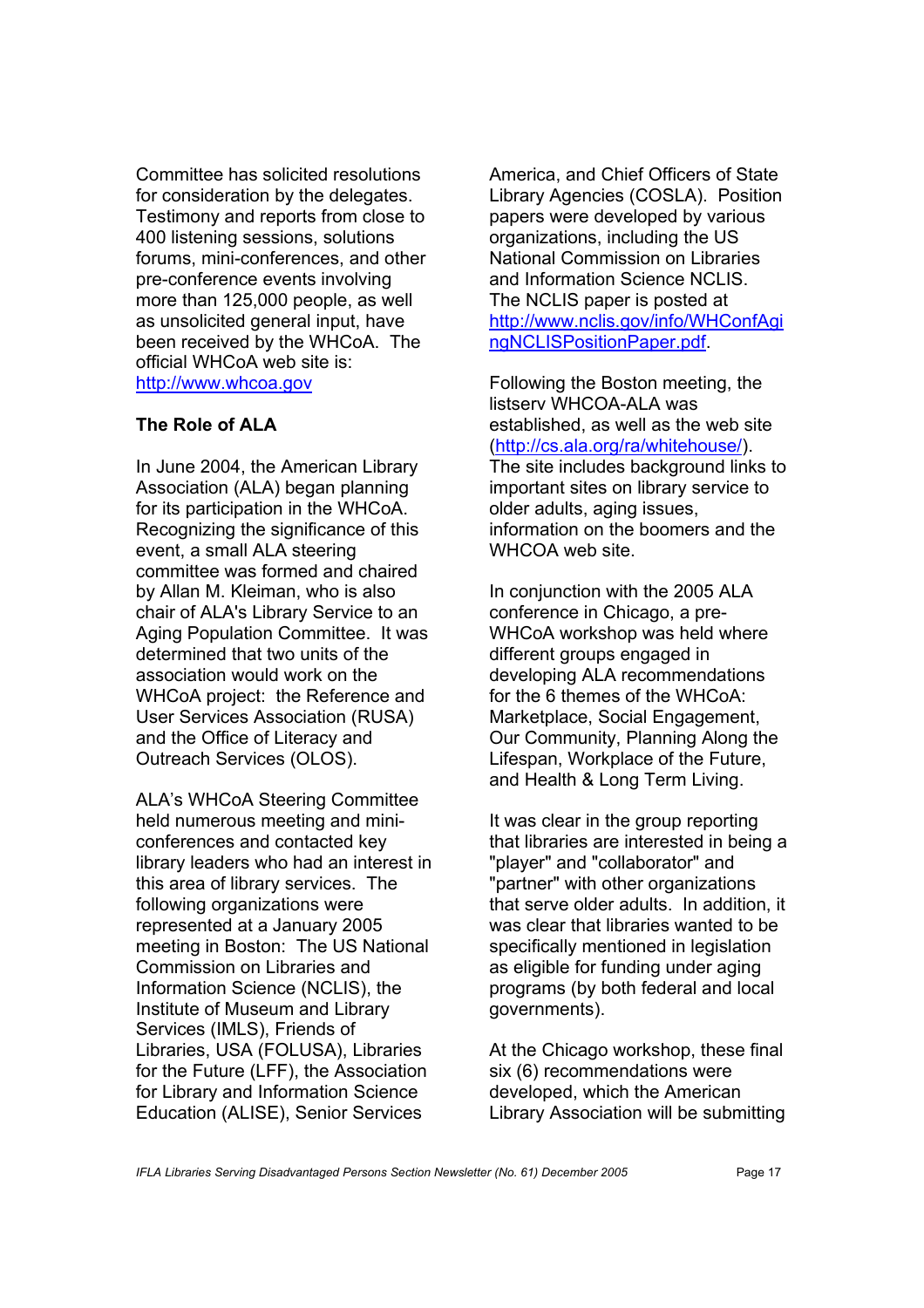Committee has solicited resolutions for consideration by the delegates. Testimony and reports from close to 400 listening sessions, solutions forums, mini-conferences, and other pre-conference events involving more than 125,000 people, as well as unsolicited general input, have been received by the WHCoA. The official WHCoA web site is: http://www.whcoa.gov

**The Role of ALA**

In June 2004, the American Library Association (ALA) began planning for its participation in the WHCoA. Recognizing the significance of this event, a small ALA steering committee was formed and chaired by Allan M. Kleiman, who is also chair of ALA's Library Service to an Aging Population Committee. It was determined that two units of the association would work on the WHCoA project: the Reference and User Services Association (RUSA) and the Office of Literacy and Outreach Services (OLOS).

ALA's WHCoA Steering Committee held numerous meeting and mini-conferences and contacted key library leaders who had an interest in this area of library services. The following organizations were represented at a January 2005 meeting in Boston: The US National Commission on Libraries and Information Science (NCLIS), the Institute of Museum and Library Services (IMLS), Friends of Libraries, USA (FOLUSA), Libraries for the Future (LFF), the Association for Library and Information Science Education (ALISE), Senior Services America, and Chief Officers of State Library Agencies (COSLA). Position papers were developed by various organizations, including the US National Commission on Libraries and Information Science NCLIS. The NCLIS paper is posted at http://www.nclis.gov/info/WHConfAgingNCLISPositionPaper.pdf.

Following the Boston meeting, the listserv WHCOA-ALA was established, as well as the web site (http://cs.ala.org/ra/whitehouse/). The site includes background links to important sites on library service to older adults, aging issues, information on the boomers and the WHCOA web site.

In conjunction with the 2005 ALA conference in Chicago, a pre-WHCoA workshop was held where different groups engaged in developing ALA recommendations for the 6 themes of the WHCoA: Marketplace, Social Engagement, Our Community, Planning Along the Lifespan, Workplace of the Future, and Health & Long Term Living.

It was clear in the group reporting that libraries are interested in being a "player" and "collaborator" and "partner" with other organizations that serve older adults. In addition, it was clear that libraries wanted to be specifically mentioned in legislation as eligible for funding under aging programs (by both federal and local governments).

At the Chicago workshop, these final six (6) recommendations were developed, which the American Library Association will be submitting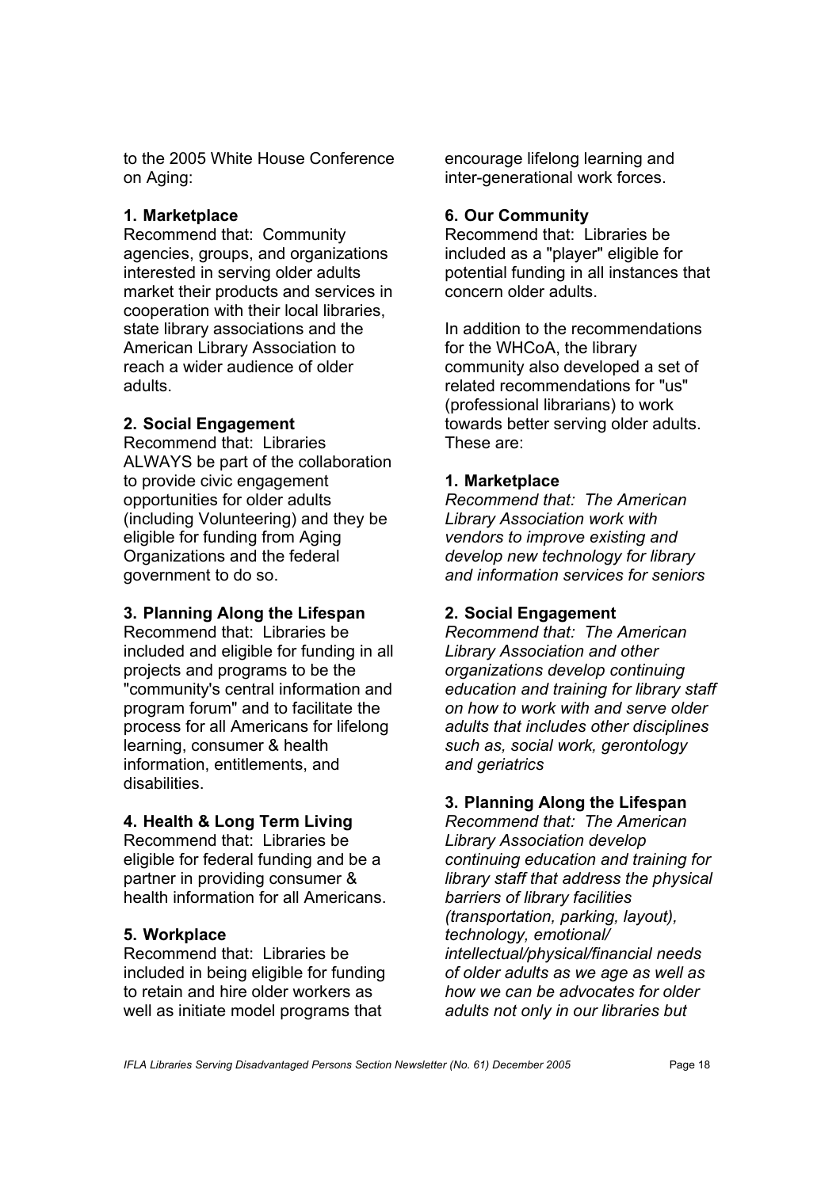to the 2005 White House Conference on Aging:

**1. Marketplace**
Recommend that: Community agencies, groups, and organizations interested in serving older adults market their products and services in cooperation with their local libraries, state library associations and the American Library Association to reach a wider audience of older adults.

**2. Social Engagement**
Recommend that: Libraries ALWAYS be part of the collaboration to provide civic engagement opportunities for older adults (including Volunteering) and they be eligible for funding from Aging Organizations and the federal government to do so.

**3. Planning Along the Lifespan**
Recommend that: Libraries be included and eligible for funding in all projects and programs to be the "community's central information and program forum" and to facilitate the process for all Americans for lifelong learning, consumer & health information, entitlements, and disabilities.

**4. Health & Long Term Living**
Recommend that: Libraries be eligible for federal funding and be a partner in providing consumer & health information for all Americans.

**5. Workplace**
Recommend that: Libraries be included in being eligible for funding to retain and hire older workers as well as initiate model programs that encourage lifelong learning and inter-generational work forces.

**6. Our Community**
Recommend that: Libraries be included as a "player" eligible for potential funding in all instances that concern older adults.

In addition to the recommendations for the WHCoA, the library community also developed a set of related recommendations for "us" (professional librarians) to work towards better serving older adults. These are:

**1. Marketplace**
*Recommend that: The American Library Association work with vendors to improve existing and develop new technology for library and information services for seniors*

**2. Social Engagement**
*Recommend that: The American Library Association and other organizations develop continuing education and training for library staff on how to work with and serve older adults that includes other disciplines such as, social work, gerontology and geriatrics*

**3. Planning Along the Lifespan**
*Recommend that: The American Library Association develop continuing education and training for library staff that address the physical barriers of library facilities (transportation, parking, layout), technology, emotional/ intellectual/physical/financial needs of older adults as we age as well as how we can be advocates for older adults not only in our libraries but*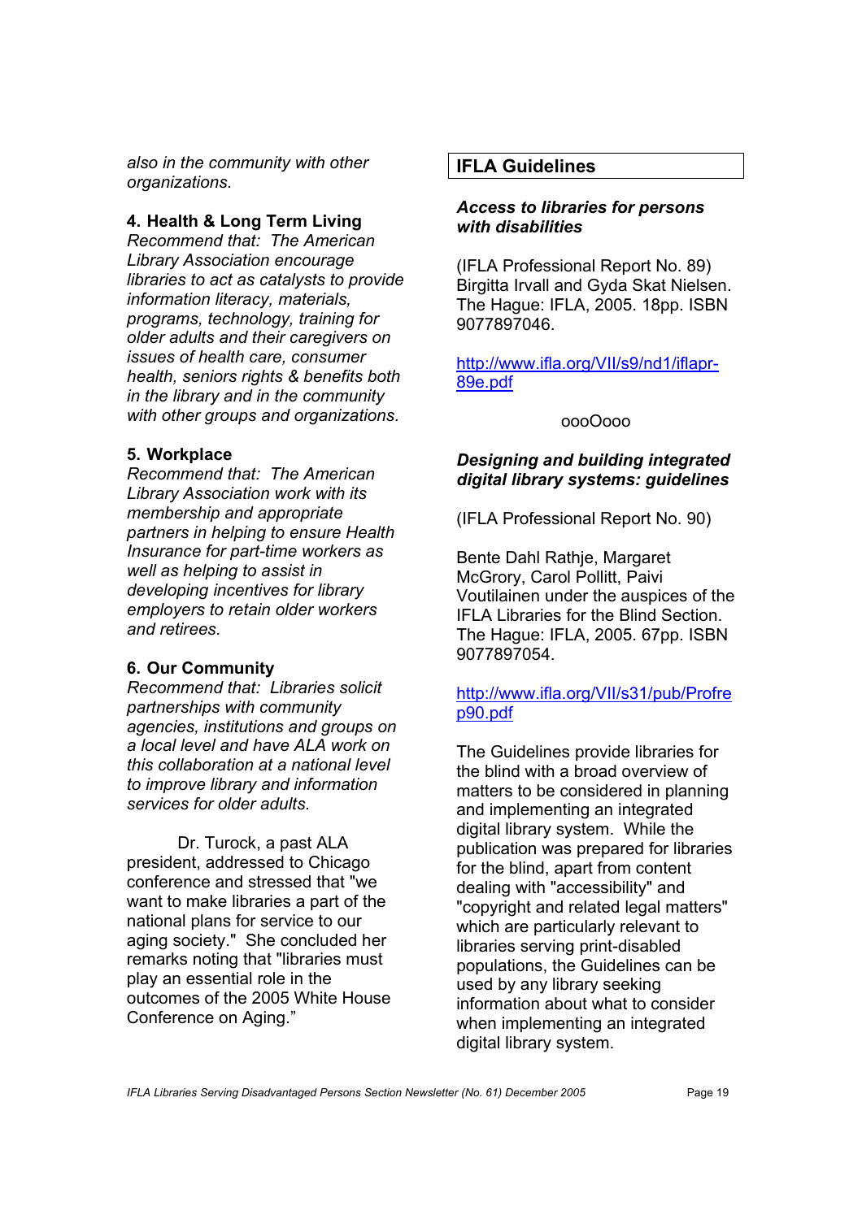*also in the community with other organizations.*

**4. Health & Long Term Living**
*Recommend that: The American Library Association encourage libraries to act as catalysts to provide information literacy, materials, programs, technology, training for older adults and their caregivers on issues of health care, consumer health, seniors rights & benefits both in the library and in the community with other groups and organizations.*

**5. Workplace**
*Recommend that: The American Library Association work with its membership and appropriate partners in helping to ensure Health Insurance for part-time workers as well as helping to assist in developing incentives for library employers to retain older workers and retirees.*

**6. Our Community**
*Recommend that: Libraries solicit partnerships with community agencies, institutions and groups on a local level and have ALA work on this collaboration at a national level to improve library and information services for older adults.*

Dr. Turock, a past ALA president, addressed to Chicago conference and stressed that "we want to make libraries a part of the national plans for service to our aging society." She concluded her remarks noting that "libraries must play an essential role in the outcomes of the 2005 White House Conference on Aging."

## IFLA Guidelines

***Access to libraries for persons with disabilities***

(IFLA Professional Report No. 89) Birgitta Irvall and Gyda Skat Nielsen. The Hague: IFLA, 2005. 18pp. ISBN 9077897046.

http://www.ifla.org/VII/s9/nd1/iflapr-89e.pdf

oooOooo

***Designing and building integrated digital library systems: guidelines***

(IFLA Professional Report No. 90)

Bente Dahl Rathje, Margaret McGrory, Carol Pollitt, Paivi Voutilainen under the auspices of the IFLA Libraries for the Blind Section. The Hague: IFLA, 2005. 67pp. ISBN 9077897054.

http://www.ifla.org/VII/s31/pub/Profrep90.pdf

The Guidelines provide libraries for the blind with a broad overview of matters to be considered in planning and implementing an integrated digital library system. While the publication was prepared for libraries for the blind, apart from content dealing with "accessibility" and "copyright and related legal matters" which are particularly relevant to libraries serving print-disabled populations, the Guidelines can be used by any library seeking information about what to consider when implementing an integrated digital library system.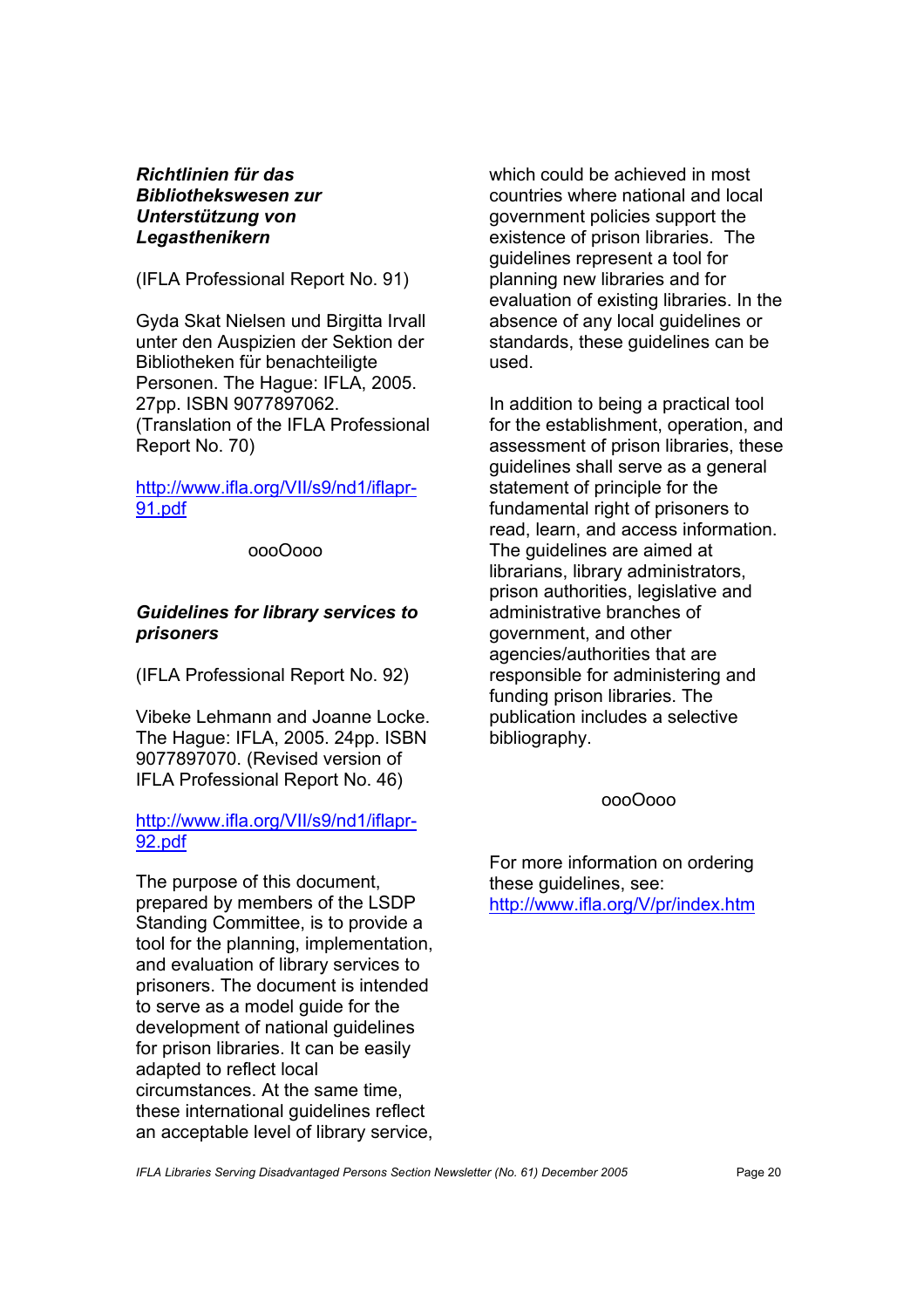***Richtlinien für das Bibliothekswesen zur Unterstützung von Legasthenikern***

(IFLA Professional Report No. 91)

Gyda Skat Nielsen und Birgitta Irvall unter den Auspizien der Sektion der Bibliotheken für benachteiligte Personen. The Hague: IFLA, 2005. 27pp. ISBN 9077897062. (Translation of the IFLA Professional Report No. 70)

http://www.ifla.org/VII/s9/nd1/iflapr-91.pdf

oooOooo

***Guidelines for library services to prisoners***

(IFLA Professional Report No. 92)

Vibeke Lehmann and Joanne Locke. The Hague: IFLA, 2005. 24pp. ISBN 9077897070. (Revised version of IFLA Professional Report No. 46)

http://www.ifla.org/VII/s9/nd1/iflapr-92.pdf

The purpose of this document, prepared by members of the LSDP Standing Committee, is to provide a tool for the planning, implementation, and evaluation of library services to prisoners. The document is intended to serve as a model guide for the development of national guidelines for prison libraries. It can be easily adapted to reflect local circumstances. At the same time, these international guidelines reflect an acceptable level of library service, which could be achieved in most countries where national and local government policies support the existence of prison libraries. The guidelines represent a tool for planning new libraries and for evaluation of existing libraries. In the absence of any local guidelines or standards, these guidelines can be used.

In addition to being a practical tool for the establishment, operation, and assessment of prison libraries, these guidelines shall serve as a general statement of principle for the fundamental right of prisoners to read, learn, and access information. The guidelines are aimed at librarians, library administrators, prison authorities, legislative and administrative branches of government, and other agencies/authorities that are responsible for administering and funding prison libraries. The publication includes a selective bibliography.

oooOooo

For more information on ordering these guidelines, see: http://www.ifla.org/V/pr/index.htm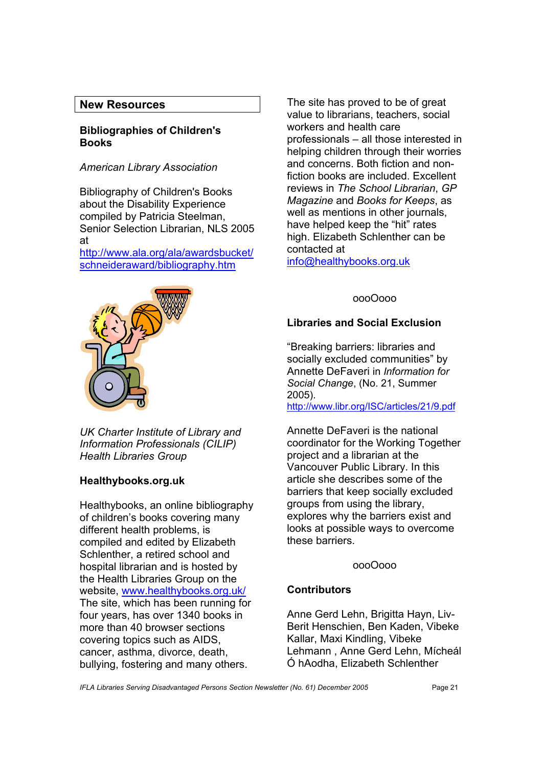## New Resources

### Bibliographies of Children's Books

*American Library Association*

Bibliography of Children's Books about the Disability Experience compiled by Patricia Steelman, Senior Selection Librarian, NLS 2005 at http://www.ala.org/ala/awardsbucket/schneideraward/bibliography.htm

*UK Charter Institute of Library and Information Professionals (CILIP) Health Libraries Group*

### Healthybooks.org.uk

Healthybooks, an online bibliography of children's books covering many different health problems, is compiled and edited by Elizabeth Schlenther, a retired school and hospital librarian and is hosted by the Health Libraries Group on the website, www.healthybooks.org.uk/ The site, which has been running for four years, has over 1340 books in more than 40 browser sections covering topics such as AIDS, cancer, asthma, divorce, death, bullying, fostering and many others. The site has proved to be of great value to librarians, teachers, social workers and health care professionals – all those interested in helping children through their worries and concerns. Both fiction and non-fiction books are included. Excellent reviews in *The School Librarian*, *GP Magazine* and *Books for Keeps*, as well as mentions in other journals, have helped keep the "hit" rates high. Elizabeth Schlenther can be contacted at info@healthybooks.org.uk

oooOooo

### Libraries and Social Exclusion

"Breaking barriers: libraries and socially excluded communities" by Annette DeFaveri in *Information for Social Change*, (No. 21, Summer 2005).
http://www.libr.org/ISC/articles/21/9.pdf

Annette DeFaveri is the national coordinator for the Working Together project and a librarian at the Vancouver Public Library. In this article she describes some of the barriers that keep socially excluded groups from using the library, explores why the barriers exist and looks at possible ways to overcome these barriers.

oooOooo

### Contributors

Anne Gerd Lehn, Brigitta Hayn, Liv-Berit Henschien, Ben Kaden, Vibeke Kallar, Maxi Kindling, Vibeke Lehmann , Anne Gerd Lehn, Mícheál Ó hAodha, Elizabeth Schlenther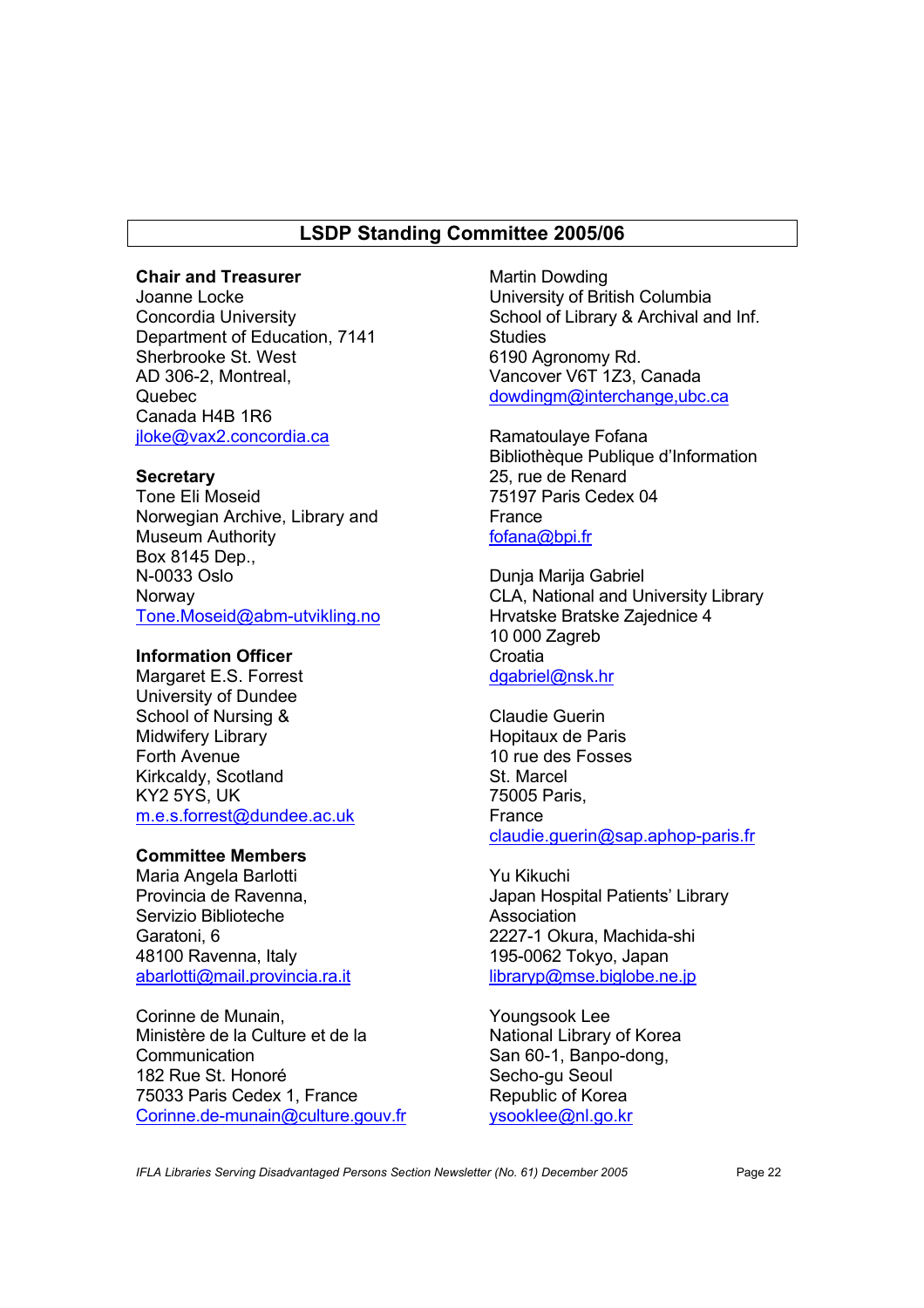## LSDP Standing Committee 2005/06

**Chair and Treasurer**
Joanne Locke
Concordia University
Department of Education, 7141
Sherbrooke St. West
AD 306-2, Montreal,
Quebec
Canada H4B 1R6
jloke@vax2.concordia.ca

**Secretary**
Tone Eli Moseid
Norwegian Archive, Library and
Museum Authority
Box 8145 Dep.,
N-0033 Oslo
Norway
Tone.Moseid@abm-utvikling.no

**Information Officer**
Margaret E.S. Forrest
University of Dundee
School of Nursing &
Midwifery Library
Forth Avenue
Kirkcaldy, Scotland
KY2 5YS, UK
m.e.s.forrest@dundee.ac.uk

**Committee Members**
Maria Angela Barlotti
Provincia de Ravenna,
Servizio Biblioteche
Garatoni, 6
48100 Ravenna, Italy
abarlotti@mail.provincia.ra.it

Corinne de Munain,
Ministère de la Culture et de la
Communication
182 Rue St. Honoré
75033 Paris Cedex 1, France
Corinne.de-munain@culture.gouv.fr

Martin Dowding
University of British Columbia
School of Library & Archival and Inf.
Studies
6190 Agronomy Rd.
Vancouver V6T 1Z3, Canada
dowdingm@interchange,ubc.ca

Ramatoulaye Fofana
Bibliothèque Publique d'Information
25, rue de Renard
75197 Paris Cedex 04
France
fofana@bpi.fr

Dunja Marija Gabriel
CLA, National and University Library
Hrvatske Bratske Zajednice 4
10 000 Zagreb
Croatia
dgabriel@nsk.hr

Claudie Guerin
Hopitaux de Paris
10 rue des Fosses
St. Marcel
75005 Paris,
France
claudie.guerin@sap.aphop-paris.fr

Yu Kikuchi
Japan Hospital Patients' Library
Association
2227-1 Okura, Machida-shi
195-0062 Tokyo, Japan
libraryp@mse.biglobe.ne.jp

Youngsook Lee
National Library of Korea
San 60-1, Banpo-dong,
Secho-gu Seoul
Republic of Korea
ysooklee@nl.go.kr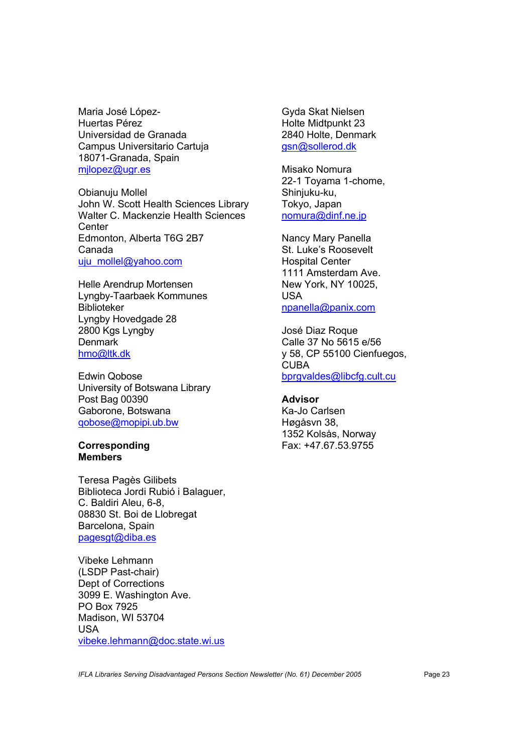Maria José López-
Huertas Pérez
Universidad de Granada
Campus Universitario Cartuja
18071-Granada, Spain
mjlopez@ugr.es

Obianuju Mollel
John W. Scott Health Sciences Library
Walter C. Mackenzie Health Sciences Center
Edmonton, Alberta T6G 2B7
Canada
uju_mollel@yahoo.com

Helle Arendrup Mortensen
Lyngby-Taarbaek Kommunes Biblioteker
Lyngby Hovedgade 28
2800 Kgs Lyngby
Denmark
hmo@ltk.dk

Edwin Qobose
University of Botswana Library
Post Bag 00390
Gaborone, Botswana
qobose@mopipi.ub.bw

**Corresponding Members**

Teresa Pagès Gilibets
Biblioteca Jordi Rubió i Balaguer,
C. Baldiri Aleu, 6-8,
08830 St. Boi de Llobregat
Barcelona, Spain
pagesgt@diba.es

Vibeke Lehmann
(LSDP Past-chair)
Dept of Corrections
3099 E. Washington Ave.
PO Box 7925
Madison, WI 53704
USA
vibeke.lehmann@doc.state.wi.us

Gyda Skat Nielsen
Holte Midtpunkt 23
2840 Holte, Denmark
gsn@sollerod.dk

Misako Nomura
22-1 Toyama 1-chome,
Shinjuku-ku,
Tokyo, Japan
nomura@dinf.ne.jp

Nancy Mary Panella
St. Luke's Roosevelt Hospital Center
1111 Amsterdam Ave.
New York, NY 10025,
USA
npanella@panix.com

José Diaz Roque
Calle 37 No 5615 e/56
y 58, CP 55100 Cienfuegos,
CUBA
bprgvaldes@libcfg.cult.cu

**Advisor**
Ka-Jo Carlsen
Høgåsvn 38,
1352 Kolsås, Norway
Fax: +47.67.53.9755